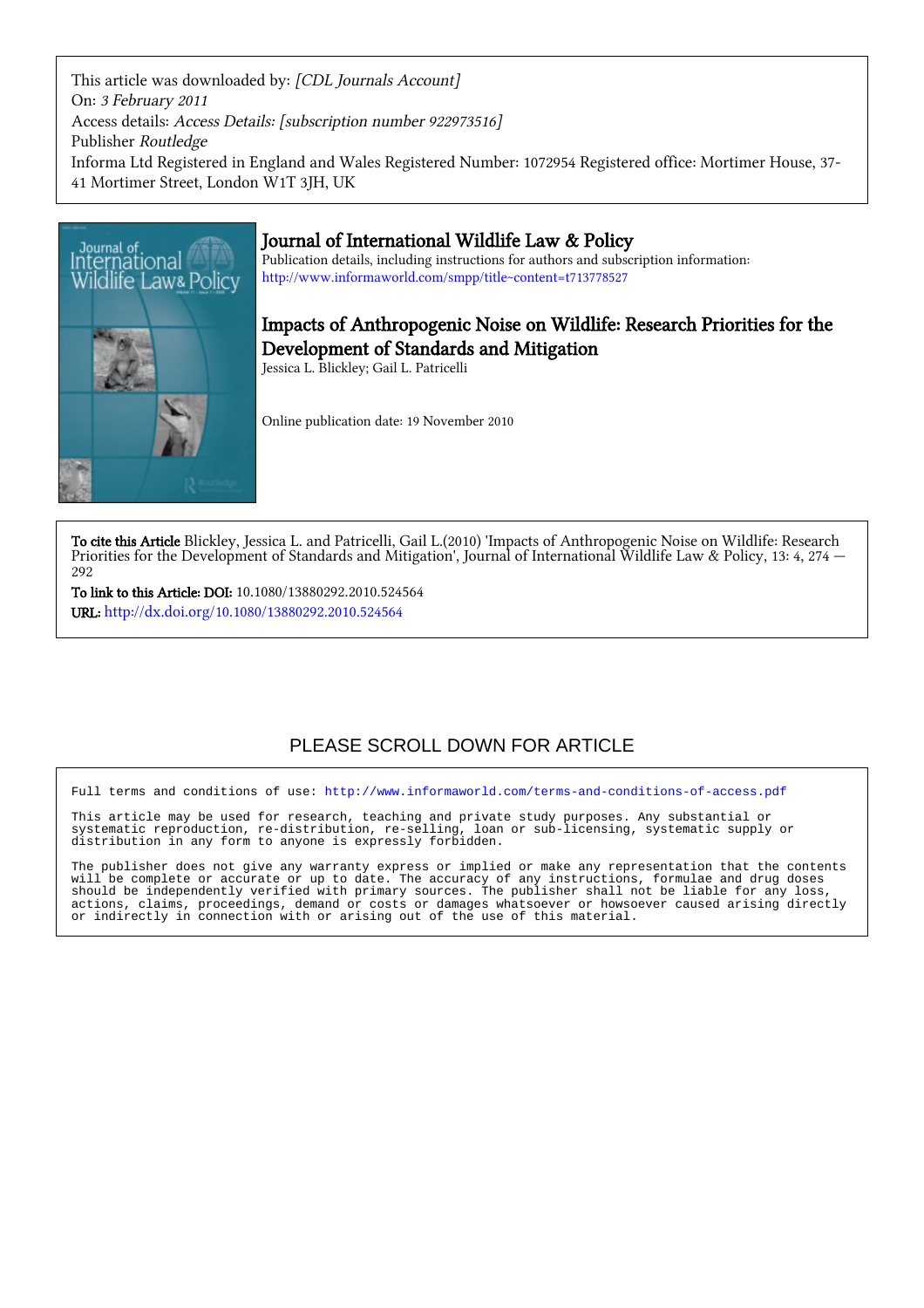This article was downloaded by: *[CDL Journals Account]*
On: *3 February 2011*
Access details: *Access Details: [subscription number 922973516]*
Publisher *Routledge*
Informa Ltd Registered in England and Wales Registered Number: 1072954 Registered office: Mortimer House, 37-41 Mortimer Street, London W1T 3JH, UK

## Journal of International Wildlife Law & Policy

Publication details, including instructions for authors and subscription information:
http://www.informaworld.com/smpp/title~content=t713778527

# Impacts of Anthropogenic Noise on Wildlife: Research Priorities for the Development of Standards and Mitigation

Jessica L. Blickley; Gail L. Patricelli

Online publication date: 19 November 2010

**To cite this Article** Blickley, Jessica L. and Patricelli, Gail L.(2010) 'Impacts of Anthropogenic Noise on Wildlife: Research Priorities for the Development of Standards and Mitigation', Journal of International Wildlife Law & Policy, 13: 4, 274 — 292

**To link to this Article: DOI:** 10.1080/13880292.2010.524564

**URL:** http://dx.doi.org/10.1080/13880292.2010.524564

PLEASE SCROLL DOWN FOR ARTICLE

Full terms and conditions of use: http://www.informaworld.com/terms-and-conditions-of-access.pdf

This article may be used for research, teaching and private study purposes. Any substantial or systematic reproduction, re-distribution, re-selling, loan or sub-licensing, systematic supply or distribution in any form to anyone is expressly forbidden.

The publisher does not give any warranty express or implied or make any representation that the contents will be complete or accurate or up to date. The accuracy of any instructions, formulae and drug doses should be independently verified with primary sources. The publisher shall not be liable for any loss, actions, claims, proceedings, demand or costs or damages whatsoever or howsoever caused arising directly or indirectly in connection with or arising out of the use of this material.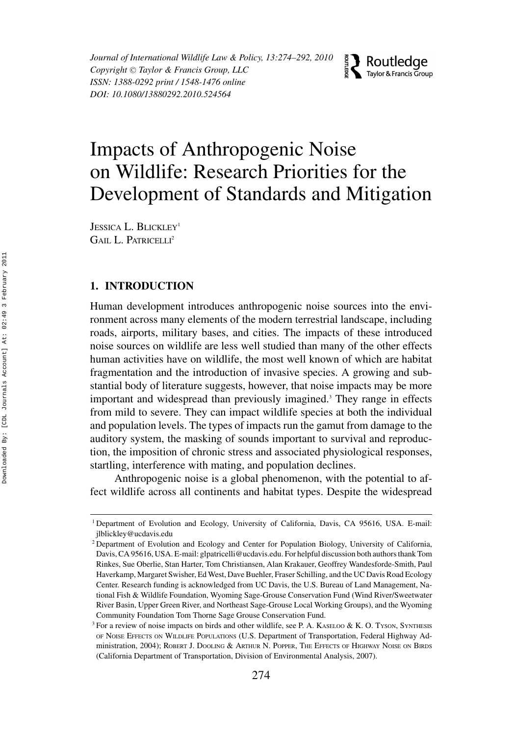# Impacts of Anthropogenic Noise on Wildlife: Research Priorities for the Development of Standards and Mitigation

JESSICA L. BLICKLEY[1]
GAIL L. PATRICELLI[2]

## 1. INTRODUCTION

Human development introduces anthropogenic noise sources into the environment across many elements of the modern terrestrial landscape, including roads, airports, military bases, and cities. The impacts of these introduced noise sources on wildlife are less well studied than many of the other effects human activities have on wildlife, the most well known of which are habitat fragmentation and the introduction of invasive species. A growing and substantial body of literature suggests, however, that noise impacts may be more important and widespread than previously imagined.[3] They range in effects from mild to severe. They can impact wildlife species at both the individual and population levels. The types of impacts run the gamut from damage to the auditory system, the masking of sounds important to survival and reproduction, the imposition of chronic stress and associated physiological responses, startling, interference with mating, and population declines.

Anthropogenic noise is a global phenomenon, with the potential to affect wildlife across all continents and habitat types. Despite the widespread

---

[1] Department of Evolution and Ecology, University of California, Davis, CA 95616, USA. E-mail: jlblickley@ucdavis.edu

[2] Department of Evolution and Ecology and Center for Population Biology, University of California, Davis, CA 95616, USA. E-mail: glpatricelli@ucdavis.edu. For helpful discussion both authors thank Tom Rinkes, Sue Oberlie, Stan Harter, Tom Christiansen, Alan Krakauer, Geoffrey Wandesforde-Smith, Paul Haverkamp, Margaret Swisher, Ed West, Dave Buehler, Fraser Schilling, and the UC Davis Road Ecology Center. Research funding is acknowledged from UC Davis, the U.S. Bureau of Land Management, National Fish & Wildlife Foundation, Wyoming Sage-Grouse Conservation Fund (Wind River/Sweetwater River Basin, Upper Green River, and Northeast Sage-Grouse Local Working Groups), and the Wyoming Community Foundation Tom Thorne Sage Grouse Conservation Fund.

[3] For a review of noise impacts on birds and other wildlife, see P. A. KASELOO & K. O. TYSON, SYNTHESIS OF NOISE EFFECTS ON WILDLIFE POPULATIONS (U.S. Department of Transportation, Federal Highway Administration, 2004); ROBERT J. DOOLING & ARTHUR N. POPPER, THE EFFECTS OF HIGHWAY NOISE ON BIRDS (California Department of Transportation, Division of Environmental Analysis, 2007).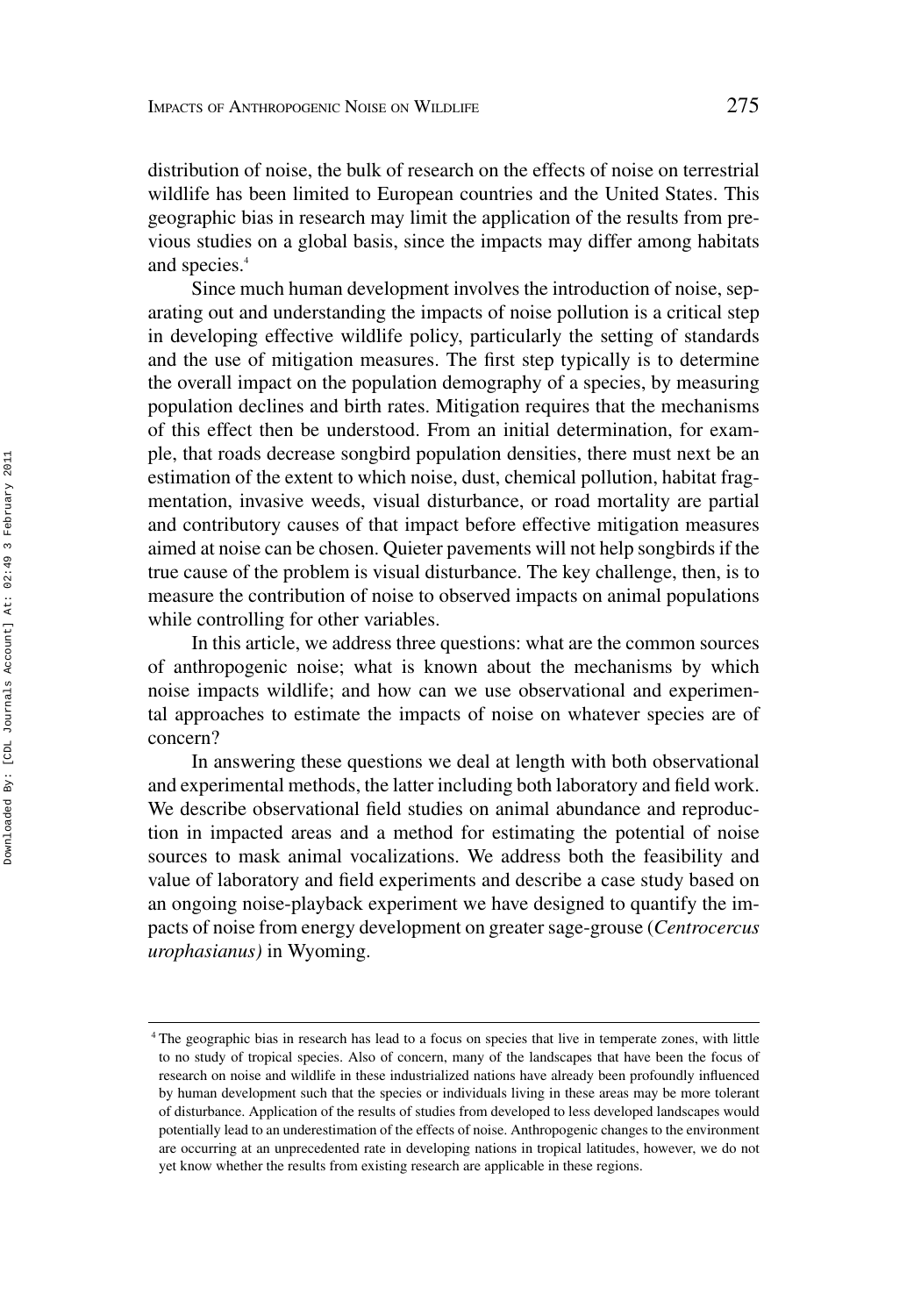distribution of noise, the bulk of research on the effects of noise on terrestrial wildlife has been limited to European countries and the United States. This geographic bias in research may limit the application of the results from previous studies on a global basis, since the impacts may differ among habitats and species.[4]

Since much human development involves the introduction of noise, separating out and understanding the impacts of noise pollution is a critical step in developing effective wildlife policy, particularly the setting of standards and the use of mitigation measures. The first step typically is to determine the overall impact on the population demography of a species, by measuring population declines and birth rates. Mitigation requires that the mechanisms of this effect then be understood. From an initial determination, for example, that roads decrease songbird population densities, there must next be an estimation of the extent to which noise, dust, chemical pollution, habitat fragmentation, invasive weeds, visual disturbance, or road mortality are partial and contributory causes of that impact before effective mitigation measures aimed at noise can be chosen. Quieter pavements will not help songbirds if the true cause of the problem is visual disturbance. The key challenge, then, is to measure the contribution of noise to observed impacts on animal populations while controlling for other variables.

In this article, we address three questions: what are the common sources of anthropogenic noise; what is known about the mechanisms by which noise impacts wildlife; and how can we use observational and experimental approaches to estimate the impacts of noise on whatever species are of concern?

In answering these questions we deal at length with both observational and experimental methods, the latter including both laboratory and field work. We describe observational field studies on animal abundance and reproduction in impacted areas and a method for estimating the potential of noise sources to mask animal vocalizations. We address both the feasibility and value of laboratory and field experiments and describe a case study based on an ongoing noise-playback experiment we have designed to quantify the impacts of noise from energy development on greater sage-grouse (*Centrocercus urophasianus)* in Wyoming.

---

[4] The geographic bias in research has lead to a focus on species that live in temperate zones, with little to no study of tropical species. Also of concern, many of the landscapes that have been the focus of research on noise and wildlife in these industrialized nations have already been profoundly influenced by human development such that the species or individuals living in these areas may be more tolerant of disturbance. Application of the results of studies from developed to less developed landscapes would potentially lead to an underestimation of the effects of noise. Anthropogenic changes to the environment are occurring at an unprecedented rate in developing nations in tropical latitudes, however, we do not yet know whether the results from existing research are applicable in these regions.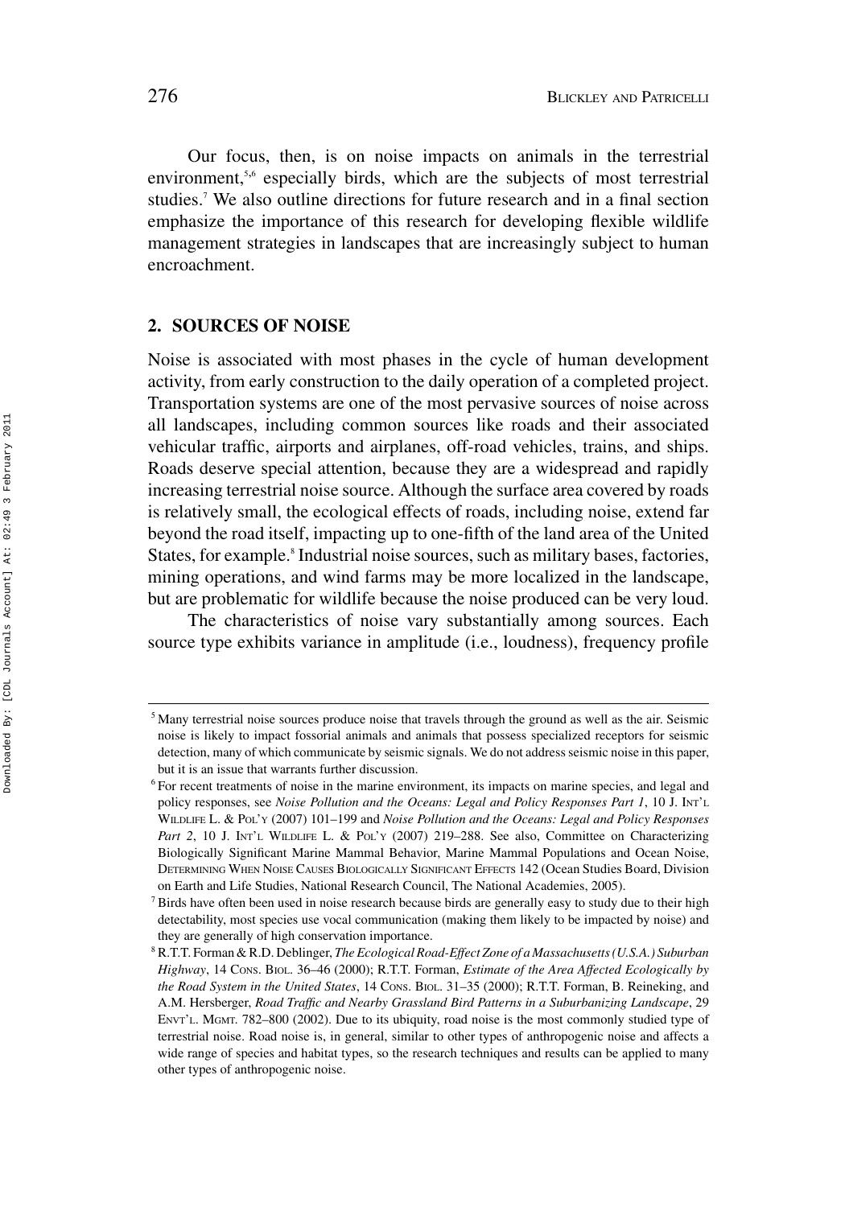Our focus, then, is on noise impacts on animals in the terrestrial environment,[5,6] especially birds, which are the subjects of most terrestrial studies.[7] We also outline directions for future research and in a final section emphasize the importance of this research for developing flexible wildlife management strategies in landscapes that are increasingly subject to human encroachment.

## 2. SOURCES OF NOISE

Noise is associated with most phases in the cycle of human development activity, from early construction to the daily operation of a completed project. Transportation systems are one of the most pervasive sources of noise across all landscapes, including common sources like roads and their associated vehicular traffic, airports and airplanes, off-road vehicles, trains, and ships. Roads deserve special attention, because they are a widespread and rapidly increasing terrestrial noise source. Although the surface area covered by roads is relatively small, the ecological effects of roads, including noise, extend far beyond the road itself, impacting up to one-fifth of the land area of the United States, for example.[8] Industrial noise sources, such as military bases, factories, mining operations, and wind farms may be more localized in the landscape, but are problematic for wildlife because the noise produced can be very loud.

The characteristics of noise vary substantially among sources. Each source type exhibits variance in amplitude (i.e., loudness), frequency profile

---

[5] Many terrestrial noise sources produce noise that travels through the ground as well as the air. Seismic noise is likely to impact fossorial animals and animals that possess specialized receptors for seismic detection, many of which communicate by seismic signals. We do not address seismic noise in this paper, but it is an issue that warrants further discussion.

[6] For recent treatments of noise in the marine environment, its impacts on marine species, and legal and policy responses, see *Noise Pollution and the Oceans: Legal and Policy Responses Part 1*, 10 J. Int'l Wildlife L. & Pol'y (2007) 101–199 and *Noise Pollution and the Oceans: Legal and Policy Responses Part 2*, 10 J. Int'l Wildlife L. & Pol'y (2007) 219–288. See also, Committee on Characterizing Biologically Significant Marine Mammal Behavior, Marine Mammal Populations and Ocean Noise, Determining When Noise Causes Biologically Significant Effects 142 (Ocean Studies Board, Division on Earth and Life Studies, National Research Council, The National Academies, 2005).

[7] Birds have often been used in noise research because birds are generally easy to study due to their high detectability, most species use vocal communication (making them likely to be impacted by noise) and they are generally of high conservation importance.

[8] R.T.T. Forman & R.D. Deblinger, *The Ecological Road-Effect Zone of a Massachusetts (U.S.A.) Suburban Highway*, 14 Cons. Biol. 36–46 (2000); R.T.T. Forman, *Estimate of the Area Affected Ecologically by the Road System in the United States*, 14 Cons. Biol. 31–35 (2000); R.T.T. Forman, B. Reineking, and A.M. Hersberger, *Road Traffic and Nearby Grassland Bird Patterns in a Suburbanizing Landscape*, 29 Envt'l. Mgmt. 782–800 (2002). Due to its ubiquity, road noise is the most commonly studied type of terrestrial noise. Road noise is, in general, similar to other types of anthropogenic noise and affects a wide range of species and habitat types, so the research techniques and results can be applied to many other types of anthropogenic noise.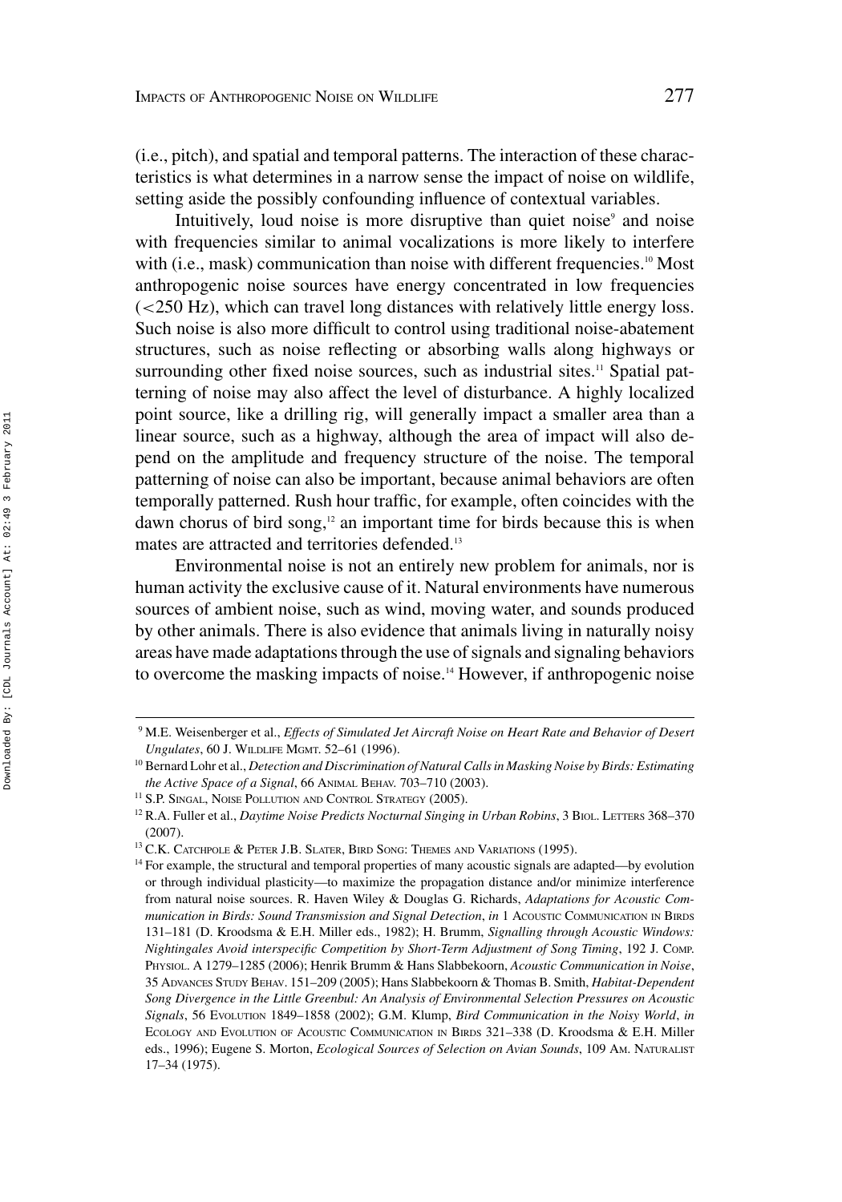(i.e., pitch), and spatial and temporal patterns. The interaction of these characteristics is what determines in a narrow sense the impact of noise on wildlife, setting aside the possibly confounding influence of contextual variables.

Intuitively, loud noise is more disruptive than quiet noise[9] and noise with frequencies similar to animal vocalizations is more likely to interfere with (i.e., mask) communication than noise with different frequencies.[10] Most anthropogenic noise sources have energy concentrated in low frequencies (<250 Hz), which can travel long distances with relatively little energy loss. Such noise is also more difficult to control using traditional noise-abatement structures, such as noise reflecting or absorbing walls along highways or surrounding other fixed noise sources, such as industrial sites.[11] Spatial patterning of noise may also affect the level of disturbance. A highly localized point source, like a drilling rig, will generally impact a smaller area than a linear source, such as a highway, although the area of impact will also depend on the amplitude and frequency structure of the noise. The temporal patterning of noise can also be important, because animal behaviors are often temporally patterned. Rush hour traffic, for example, often coincides with the dawn chorus of bird song,[12] an important time for birds because this is when mates are attracted and territories defended.[13]

Environmental noise is not an entirely new problem for animals, nor is human activity the exclusive cause of it. Natural environments have numerous sources of ambient noise, such as wind, moving water, and sounds produced by other animals. There is also evidence that animals living in naturally noisy areas have made adaptations through the use of signals and signaling behaviors to overcome the masking impacts of noise.[14] However, if anthropogenic noise

---

[9] M.E. Weisenberger et al., *Effects of Simulated Jet Aircraft Noise on Heart Rate and Behavior of Desert Ungulates*, 60 J. Wildlife Mgmt. 52–61 (1996).

[10] Bernard Lohr et al., *Detection and Discrimination of Natural Calls in Masking Noise by Birds: Estimating the Active Space of a Signal*, 66 Animal Behav. 703–710 (2003).

[11] S.P. Singal, Noise Pollution and Control Strategy (2005).

[12] R.A. Fuller et al., *Daytime Noise Predicts Nocturnal Singing in Urban Robins*, 3 Biol. Letters 368–370 (2007).

[13] C.K. Catchpole & Peter J.B. Slater, Bird Song: Themes and Variations (1995).

[14] For example, the structural and temporal properties of many acoustic signals are adapted—by evolution or through individual plasticity—to maximize the propagation distance and/or minimize interference from natural noise sources. R. Haven Wiley & Douglas G. Richards, *Adaptations for Acoustic Communication in Birds: Sound Transmission and Signal Detection*, *in* 1 Acoustic Communication in Birds 131–181 (D. Kroodsma & E.H. Miller eds., 1982); H. Brumm, *Signalling through Acoustic Windows: Nightingales Avoid interspecific Competition by Short-Term Adjustment of Song Timing*, 192 J. Comp. Physiol. A 1279–1285 (2006); Henrik Brumm & Hans Slabbekoorn, *Acoustic Communication in Noise*, 35 Advances Study Behav. 151–209 (2005); Hans Slabbekoorn & Thomas B. Smith, *Habitat-Dependent Song Divergence in the Little Greenbul: An Analysis of Environmental Selection Pressures on Acoustic Signals*, 56 Evolution 1849–1858 (2002); G.M. Klump, *Bird Communication in the Noisy World*, *in* Ecology and Evolution of Acoustic Communication in Birds 321–338 (D. Kroodsma & E.H. Miller eds., 1996); Eugene S. Morton, *Ecological Sources of Selection on Avian Sounds*, 109 Am. Naturalist 17–34 (1975).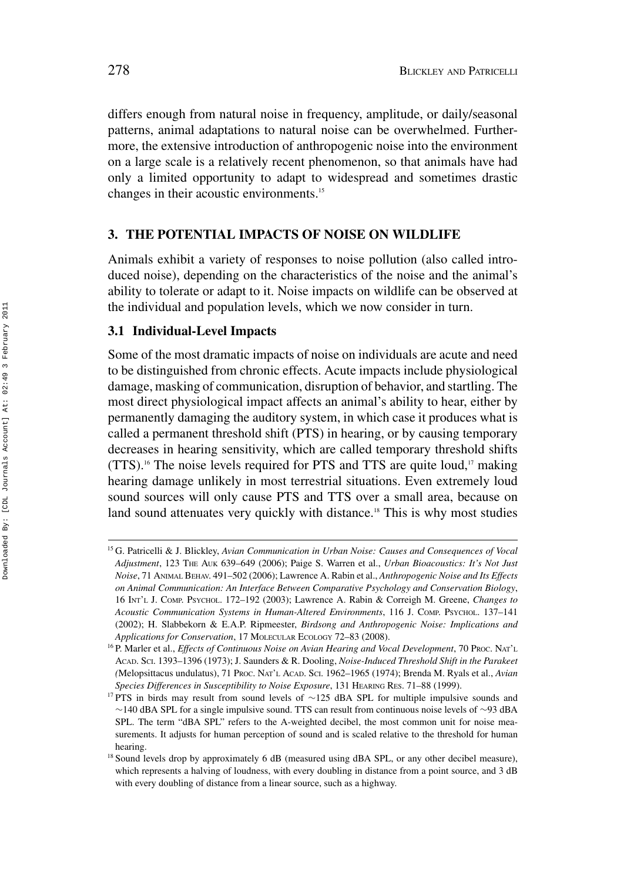differs enough from natural noise in frequency, amplitude, or daily/seasonal patterns, animal adaptations to natural noise can be overwhelmed. Furthermore, the extensive introduction of anthropogenic noise into the environment on a large scale is a relatively recent phenomenon, so that animals have had only a limited opportunity to adapt to widespread and sometimes drastic changes in their acoustic environments.[15]

## 3. THE POTENTIAL IMPACTS OF NOISE ON WILDLIFE

Animals exhibit a variety of responses to noise pollution (also called introduced noise), depending on the characteristics of the noise and the animal's ability to tolerate or adapt to it. Noise impacts on wildlife can be observed at the individual and population levels, which we now consider in turn.

### 3.1 Individual-Level Impacts

Some of the most dramatic impacts of noise on individuals are acute and need to be distinguished from chronic effects. Acute impacts include physiological damage, masking of communication, disruption of behavior, and startling. The most direct physiological impact affects an animal's ability to hear, either by permanently damaging the auditory system, in which case it produces what is called a permanent threshold shift (PTS) in hearing, or by causing temporary decreases in hearing sensitivity, which are called temporary threshold shifts (TTS).[16] The noise levels required for PTS and TTS are quite loud,[17] making hearing damage unlikely in most terrestrial situations. Even extremely loud sound sources will only cause PTS and TTS over a small area, because on land sound attenuates very quickly with distance.[18] This is why most studies

---

[15] G. Patricelli & J. Blickley, *Avian Communication in Urban Noise: Causes and Consequences of Vocal Adjustment*, 123 THE AUK 639–649 (2006); Paige S. Warren et al., *Urban Bioacoustics: It's Not Just Noise*, 71 ANIMAL BEHAV. 491–502 (2006); Lawrence A. Rabin et al., *Anthropogenic Noise and Its Effects on Animal Communication: An Interface Between Comparative Psychology and Conservation Biology*, 16 INT'L J. COMP. PSYCHOL. 172–192 (2003); Lawrence A. Rabin & Correigh M. Greene, *Changes to Acoustic Communication Systems in Human-Altered Environments*, 116 J. COMP. PSYCHOL. 137–141 (2002); H. Slabbekorn & E.A.P. Ripmeester, *Birdsong and Anthropogenic Noise: Implications and Applications for Conservation*, 17 MOLECULAR ECOLOGY 72–83 (2008).

[16] P. Marler et al., *Effects of Continuous Noise on Avian Hearing and Vocal Development*, 70 PROC. NAT'L ACAD. SCI. 1393–1396 (1973); J. Saunders & R. Dooling, *Noise-Induced Threshold Shift in the Parakeet (*Melopsittacus undulatus*)*, 71 PROC. NAT'L ACAD. SCI. 1962–1965 (1974); Brenda M. Ryals et al., *Avian Species Differences in Susceptibility to Noise Exposure*, 131 HEARING RES. 71–88 (1999).

[17] PTS in birds may result from sound levels of ~125 dBA SPL for multiple impulsive sounds and ~140 dBA SPL for a single impulsive sound. TTS can result from continuous noise levels of ~93 dBA SPL. The term "dBA SPL" refers to the A-weighted decibel, the most common unit for noise measurements. It adjusts for human perception of sound and is scaled relative to the threshold for human hearing.

[18] Sound levels drop by approximately 6 dB (measured using dBA SPL, or any other decibel measure), which represents a halving of loudness, with every doubling in distance from a point source, and 3 dB with every doubling of distance from a linear source, such as a highway.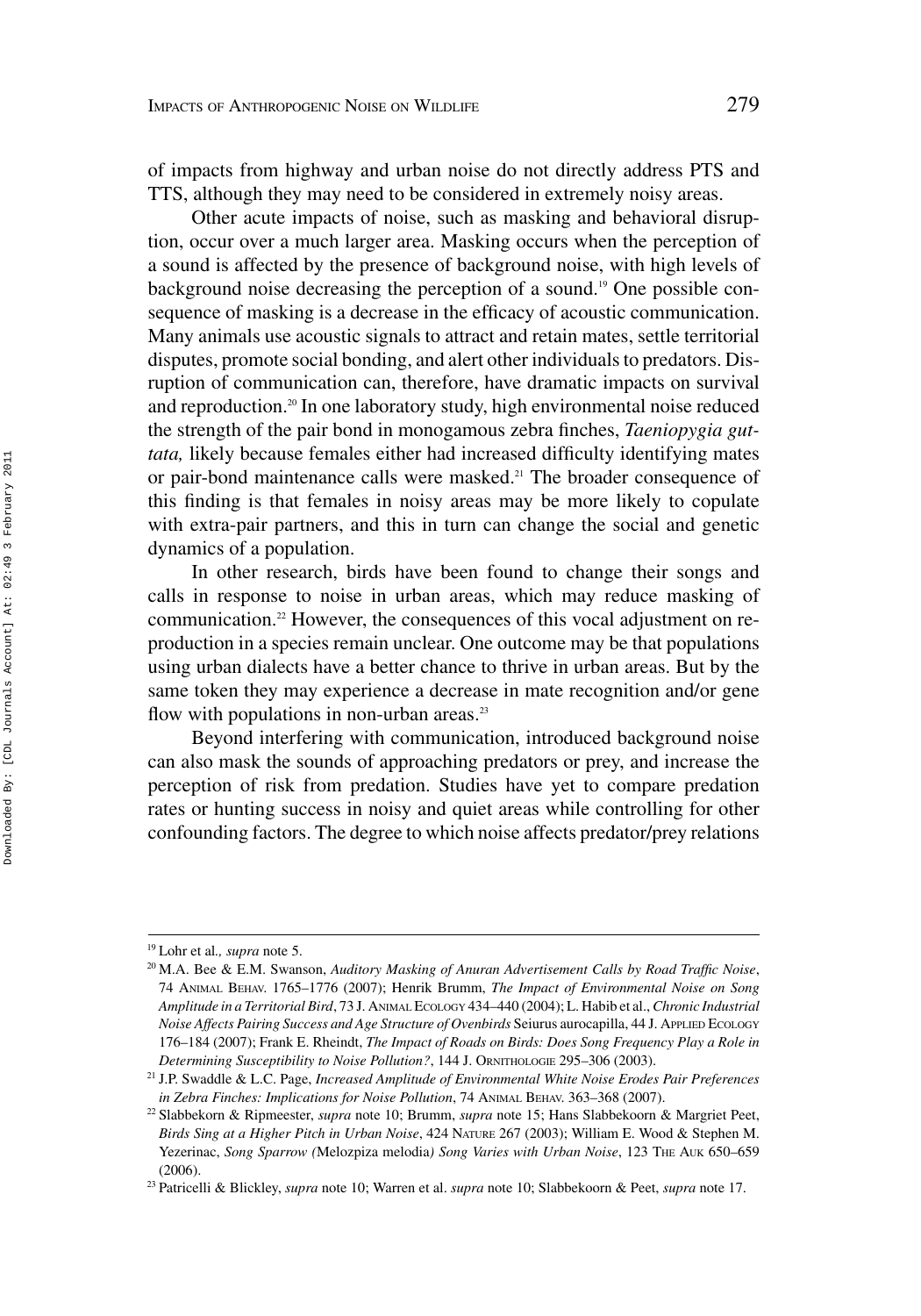of impacts from highway and urban noise do not directly address PTS and TTS, although they may need to be considered in extremely noisy areas.

Other acute impacts of noise, such as masking and behavioral disruption, occur over a much larger area. Masking occurs when the perception of a sound is affected by the presence of background noise, with high levels of background noise decreasing the perception of a sound.[19] One possible consequence of masking is a decrease in the efficacy of acoustic communication. Many animals use acoustic signals to attract and retain mates, settle territorial disputes, promote social bonding, and alert other individuals to predators. Disruption of communication can, therefore, have dramatic impacts on survival and reproduction.[20] In one laboratory study, high environmental noise reduced the strength of the pair bond in monogamous zebra finches, *Taeniopygia guttata,* likely because females either had increased difficulty identifying mates or pair-bond maintenance calls were masked.[21] The broader consequence of this finding is that females in noisy areas may be more likely to copulate with extra-pair partners, and this in turn can change the social and genetic dynamics of a population.

In other research, birds have been found to change their songs and calls in response to noise in urban areas, which may reduce masking of communication.[22] However, the consequences of this vocal adjustment on reproduction in a species remain unclear. One outcome may be that populations using urban dialects have a better chance to thrive in urban areas. But by the same token they may experience a decrease in mate recognition and/or gene flow with populations in non-urban areas.[23]

Beyond interfering with communication, introduced background noise can also mask the sounds of approaching predators or prey, and increase the perception of risk from predation. Studies have yet to compare predation rates or hunting success in noisy and quiet areas while controlling for other confounding factors. The degree to which noise affects predator/prey relations

---

[19] Lohr et al.*, supra* note 5.

[20] M.A. Bee & E.M. Swanson, *Auditory Masking of Anuran Advertisement Calls by Road Traffic Noise*, 74 ANIMAL BEHAV. 1765–1776 (2007); Henrik Brumm, *The Impact of Environmental Noise on Song Amplitude in a Territorial Bird*, 73 J. ANIMAL ECOLOGY 434–440 (2004); L. Habib et al., *Chronic Industrial Noise Affects Pairing Success and Age Structure of Ovenbirds* Seiurus aurocapilla, 44 J. APPLIED ECOLOGY 176–184 (2007); Frank E. Rheindt, *The Impact of Roads on Birds: Does Song Frequency Play a Role in Determining Susceptibility to Noise Pollution?*, 144 J. ORNITHOLOGIE 295–306 (2003).

[21] J.P. Swaddle & L.C. Page, *Increased Amplitude of Environmental White Noise Erodes Pair Preferences in Zebra Finches: Implications for Noise Pollution*, 74 ANIMAL BEHAV. 363–368 (2007).

[22] Slabbekorn & Ripmeester, *supra* note 10; Brumm, *supra* note 15; Hans Slabbekoorn & Margriet Peet, *Birds Sing at a Higher Pitch in Urban Noise*, 424 NATURE 267 (2003); William E. Wood & Stephen M. Yezerinac, *Song Sparrow (*Melozpiza melodia*) Song Varies with Urban Noise*, 123 THE AUK 650–659 (2006).

[23] Patricelli & Blickley, *supra* note 10; Warren et al. *supra* note 10; Slabbekoorn & Peet, *supra* note 17.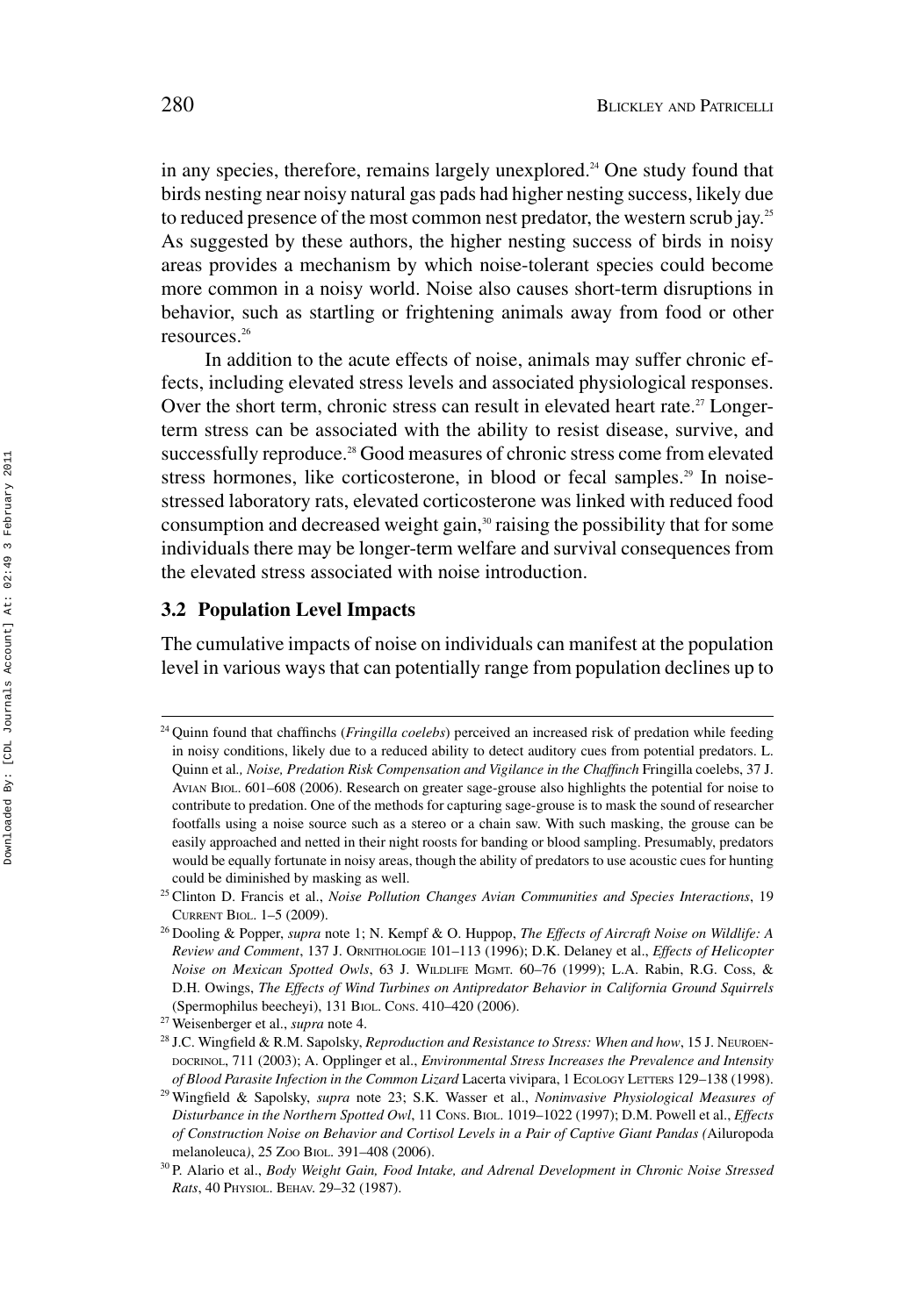in any species, therefore, remains largely unexplored.[24] One study found that birds nesting near noisy natural gas pads had higher nesting success, likely due to reduced presence of the most common nest predator, the western scrub jay.[25] As suggested by these authors, the higher nesting success of birds in noisy areas provides a mechanism by which noise-tolerant species could become more common in a noisy world. Noise also causes short-term disruptions in behavior, such as startling or frightening animals away from food or other resources.[26]

In addition to the acute effects of noise, animals may suffer chronic effects, including elevated stress levels and associated physiological responses. Over the short term, chronic stress can result in elevated heart rate.[27] Longer-term stress can be associated with the ability to resist disease, survive, and successfully reproduce.[28] Good measures of chronic stress come from elevated stress hormones, like corticosterone, in blood or fecal samples.[29] In noise-stressed laboratory rats, elevated corticosterone was linked with reduced food consumption and decreased weight gain,[30] raising the possibility that for some individuals there may be longer-term welfare and survival consequences from the elevated stress associated with noise introduction.

### 3.2 Population Level Impacts

The cumulative impacts of noise on individuals can manifest at the population level in various ways that can potentially range from population declines up to

---

[24] Quinn found that chaffinchs (*Fringilla coelebs*) perceived an increased risk of predation while feeding in noisy conditions, likely due to a reduced ability to detect auditory cues from potential predators. L. Quinn et al., *Noise, Predation Risk Compensation and Vigilance in the Chaffinch* Fringilla coelebs, 37 J. Avian Biol. 601–608 (2006). Research on greater sage-grouse also highlights the potential for noise to contribute to predation. One of the methods for capturing sage-grouse is to mask the sound of researcher footfalls using a noise source such as a stereo or a chain saw. With such masking, the grouse can be easily approached and netted in their night roosts for banding or blood sampling. Presumably, predators would be equally fortunate in noisy areas, though the ability of predators to use acoustic cues for hunting could be diminished by masking as well.

[25] Clinton D. Francis et al., *Noise Pollution Changes Avian Communities and Species Interactions*, 19 Current Biol. 1–5 (2009).

[26] Dooling & Popper, *supra* note 1; N. Kempf & O. Huppop, *The Effects of Aircraft Noise on Wildlife: A Review and Comment*, 137 J. Ornithologie 101–113 (1996); D.K. Delaney et al., *Effects of Helicopter Noise on Mexican Spotted Owls*, 63 J. Wildlife Mgmt. 60–76 (1999); L.A. Rabin, R.G. Coss, & D.H. Owings, *The Effects of Wind Turbines on Antipredator Behavior in California Ground Squirrels* (Spermophilus beecheyi), 131 Biol. Cons. 410–420 (2006).

[27] Weisenberger et al., *supra* note 4.

[28] J.C. Wingfield & R.M. Sapolsky, *Reproduction and Resistance to Stress: When and how*, 15 J. Neuroendocrinol, 711 (2003); A. Opplinger et al., *Environmental Stress Increases the Prevalence and Intensity of Blood Parasite Infection in the Common Lizard* Lacerta vivipara, 1 Ecology Letters 129–138 (1998).

[29] Wingfield & Sapolsky, *supra* note 23; S.K. Wasser et al., *Noninvasive Physiological Measures of Disturbance in the Northern Spotted Owl*, 11 Cons. Biol. 1019–1022 (1997); D.M. Powell et al., *Effects of Construction Noise on Behavior and Cortisol Levels in a Pair of Captive Giant Pandas (*Ailuropoda melanoleuca*)*, 25 Zoo Biol. 391–408 (2006).

[30] P. Alario et al., *Body Weight Gain, Food Intake, and Adrenal Development in Chronic Noise Stressed Rats*, 40 Physiol. Behav. 29–32 (1987).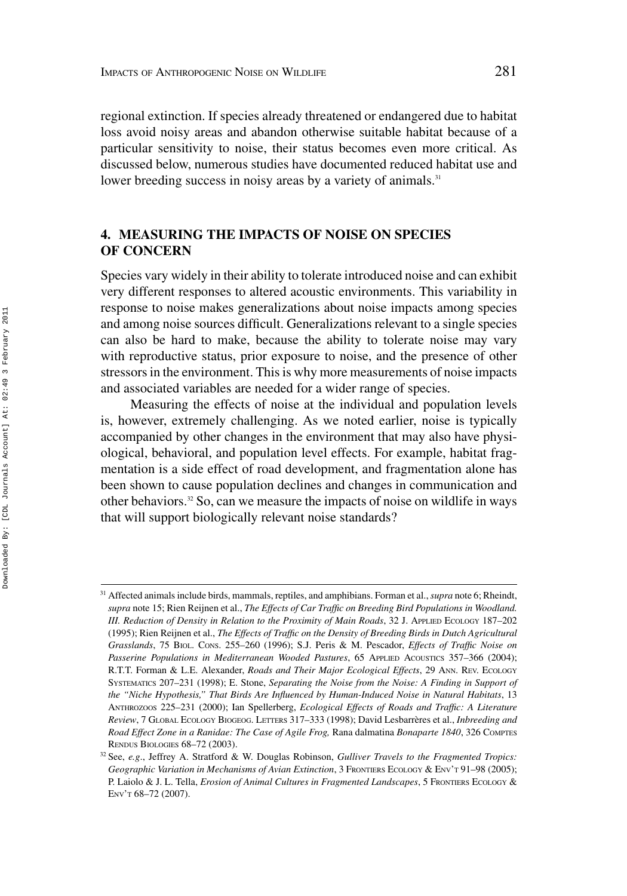regional extinction. If species already threatened or endangered due to habitat loss avoid noisy areas and abandon otherwise suitable habitat because of a particular sensitivity to noise, their status becomes even more critical. As discussed below, numerous studies have documented reduced habitat use and lower breeding success in noisy areas by a variety of animals.[31]

## 4. MEASURING THE IMPACTS OF NOISE ON SPECIES OF CONCERN

Species vary widely in their ability to tolerate introduced noise and can exhibit very different responses to altered acoustic environments. This variability in response to noise makes generalizations about noise impacts among species and among noise sources difficult. Generalizations relevant to a single species can also be hard to make, because the ability to tolerate noise may vary with reproductive status, prior exposure to noise, and the presence of other stressors in the environment. This is why more measurements of noise impacts and associated variables are needed for a wider range of species.

Measuring the effects of noise at the individual and population levels is, however, extremely challenging. As we noted earlier, noise is typically accompanied by other changes in the environment that may also have physiological, behavioral, and population level effects. For example, habitat fragmentation is a side effect of road development, and fragmentation alone has been shown to cause population declines and changes in communication and other behaviors.[32] So, can we measure the impacts of noise on wildlife in ways that will support biologically relevant noise standards?

---

[31] Affected animals include birds, mammals, reptiles, and amphibians. Forman et al., *supra* note 6; Rheindt, *supra* note 15; Rien Reijnen et al., *The Effects of Car Traffic on Breeding Bird Populations in Woodland. III. Reduction of Density in Relation to the Proximity of Main Roads*, 32 J. Applied Ecology 187–202 (1995); Rien Reijnen et al., *The Effects of Traffic on the Density of Breeding Birds in Dutch Agricultural Grasslands*, 75 Biol. Cons. 255–260 (1996); S.J. Peris & M. Pescador, *Effects of Traffic Noise on Passerine Populations in Mediterranean Wooded Pastures*, 65 Applied Acoustics 357–366 (2004); R.T.T. Forman & L.E. Alexander, *Roads and Their Major Ecological Effects*, 29 Ann. Rev. Ecology Systematics 207–231 (1998); E. Stone, *Separating the Noise from the Noise: A Finding in Support of the "Niche Hypothesis," That Birds Are Influenced by Human-Induced Noise in Natural Habitats*, 13 Anthrozoos 225–231 (2000); Ian Spellerberg, *Ecological Effects of Roads and Traffic: A Literature Review*, 7 Global Ecology Biogeog. Letters 317–333 (1998); David Lesbarrères et al., *Inbreeding and Road Effect Zone in a Ranidae: The Case of Agile Frog,* Rana dalmatina *Bonaparte 1840*, 326 Comptes Rendus Biologies 68–72 (2003).

[32] See, *e.g*., Jeffrey A. Stratford & W. Douglas Robinson, *Gulliver Travels to the Fragmented Tropics: Geographic Variation in Mechanisms of Avian Extinction*, 3 Frontiers Ecology & Env't 91–98 (2005); P. Laiolo & J. L. Tella, *Erosion of Animal Cultures in Fragmented Landscapes*, 5 Frontiers Ecology & Env't 68–72 (2007).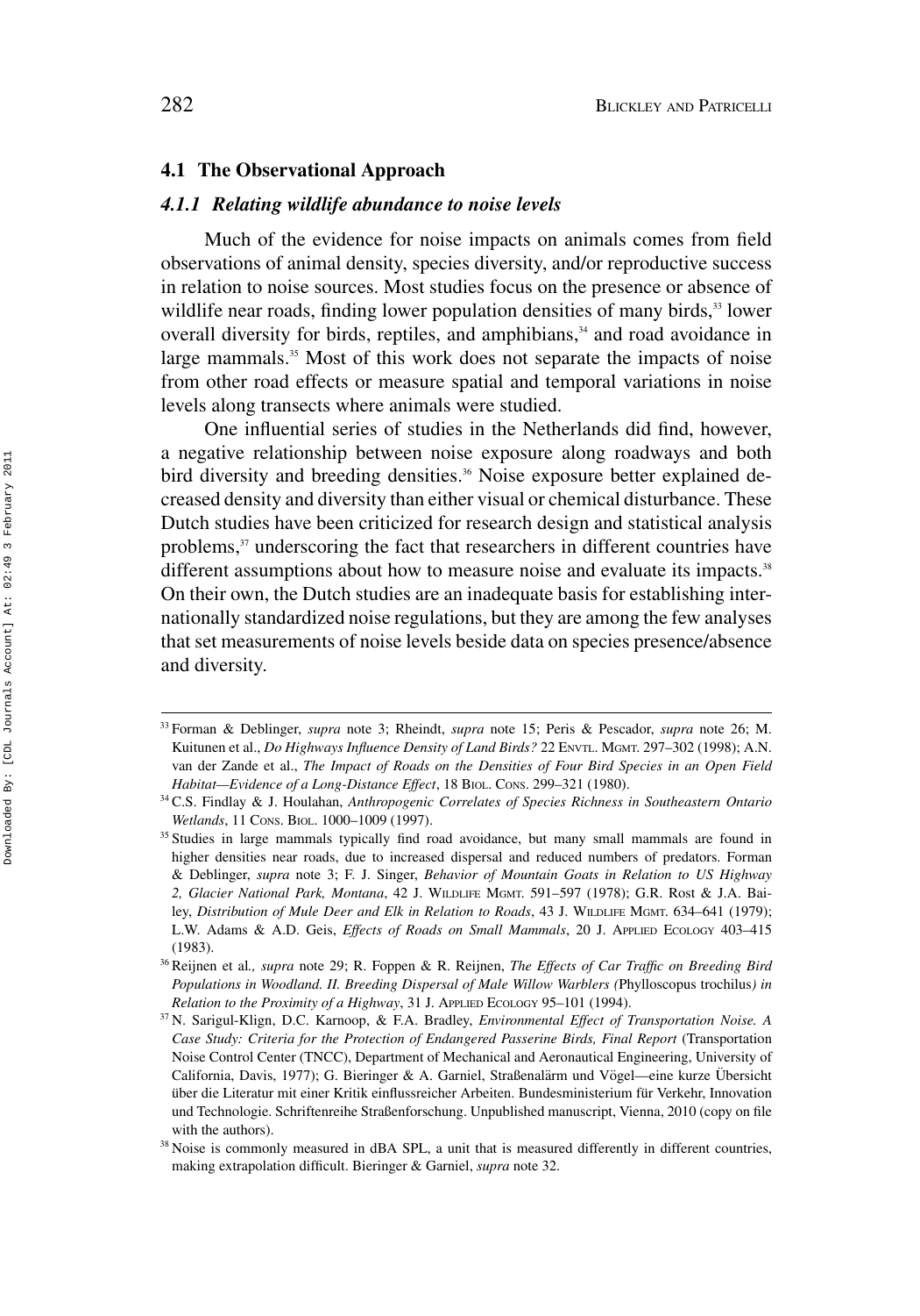### 4.1 The Observational Approach

#### *4.1.1 Relating wildlife abundance to noise levels*

Much of the evidence for noise impacts on animals comes from field observations of animal density, species diversity, and/or reproductive success in relation to noise sources. Most studies focus on the presence or absence of wildlife near roads, finding lower population densities of many birds,[33] lower overall diversity for birds, reptiles, and amphibians,[34] and road avoidance in large mammals.[35] Most of this work does not separate the impacts of noise from other road effects or measure spatial and temporal variations in noise levels along transects where animals were studied.

One influential series of studies in the Netherlands did find, however, a negative relationship between noise exposure along roadways and both bird diversity and breeding densities.[36] Noise exposure better explained decreased density and diversity than either visual or chemical disturbance. These Dutch studies have been criticized for research design and statistical analysis problems,[37] underscoring the fact that researchers in different countries have different assumptions about how to measure noise and evaluate its impacts.[38] On their own, the Dutch studies are an inadequate basis for establishing internationally standardized noise regulations, but they are among the few analyses that set measurements of noise levels beside data on species presence/absence and diversity.

---

[33] Forman & Deblinger, *supra* note 3; Rheindt, *supra* note 15; Peris & Pescador, *supra* note 26; M. Kuitunen et al., *Do Highways Influence Density of Land Birds?* 22 ENVTL. MGMT. 297–302 (1998); A.N. van der Zande et al., *The Impact of Roads on the Densities of Four Bird Species in an Open Field Habitat—Evidence of a Long-Distance Effect*, 18 BIOL. CONS. 299–321 (1980).

[34] C.S. Findlay & J. Houlahan, *Anthropogenic Correlates of Species Richness in Southeastern Ontario Wetlands*, 11 CONS. BIOL. 1000–1009 (1997).

[35] Studies in large mammals typically find road avoidance, but many small mammals are found in higher densities near roads, due to increased dispersal and reduced numbers of predators. Forman & Deblinger, *supra* note 3; F. J. Singer, *Behavior of Mountain Goats in Relation to US Highway 2, Glacier National Park, Montana*, 42 J. WILDLIFE MGMT. 591–597 (1978); G.R. Rost & J.A. Bailey, *Distribution of Mule Deer and Elk in Relation to Roads*, 43 J. WILDLIFE MGMT. 634–641 (1979); L.W. Adams & A.D. Geis, *Effects of Roads on Small Mammals*, 20 J. APPLIED ECOLOGY 403–415 (1983).

[36] Reijnen et al*., supra* note 29; R. Foppen & R. Reijnen, *The Effects of Car Traffic on Breeding Bird Populations in Woodland. II. Breeding Dispersal of Male Willow Warblers (*Phylloscopus trochilus*) in Relation to the Proximity of a Highway*, 31 J. APPLIED ECOLOGY 95–101 (1994).

[37] N. Sarigul-Klign, D.C. Karnoop, & F.A. Bradley, *Environmental Effect of Transportation Noise. A Case Study: Criteria for the Protection of Endangered Passerine Birds, Final Report* (Transportation Noise Control Center (TNCC), Department of Mechanical and Aeronautical Engineering, University of California, Davis, 1977); G. Bieringer & A. Garniel, Straßenalärm und Vögel—eine kurze Übersicht über die Literatur mit einer Kritik einflussreicher Arbeiten. Bundesministerium für Verkehr, Innovation und Technologie. Schriftenreihe Straßenforschung. Unpublished manuscript, Vienna, 2010 (copy on file with the authors).

[38] Noise is commonly measured in dBA SPL, a unit that is measured differently in different countries, making extrapolation difficult. Bieringer & Garniel, *supra* note 32.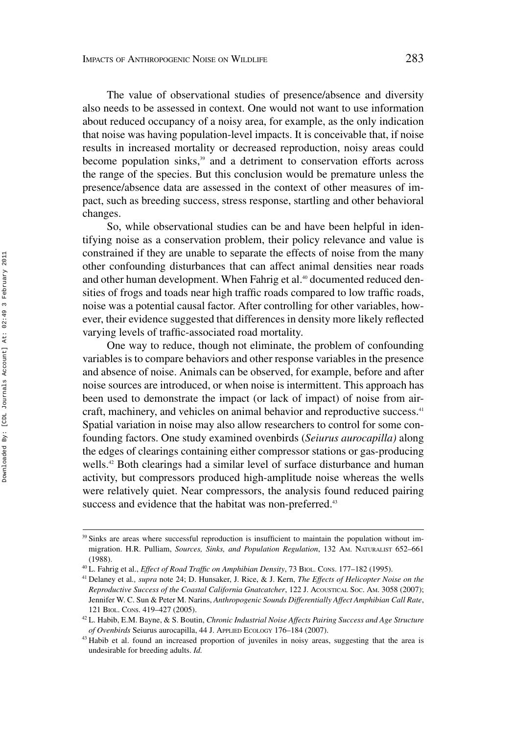The value of observational studies of presence/absence and diversity also needs to be assessed in context. One would not want to use information about reduced occupancy of a noisy area, for example, as the only indication that noise was having population-level impacts. It is conceivable that, if noise results in increased mortality or decreased reproduction, noisy areas could become population sinks,[39] and a detriment to conservation efforts across the range of the species. But this conclusion would be premature unless the presence/absence data are assessed in the context of other measures of impact, such as breeding success, stress response, startling and other behavioral changes.

So, while observational studies can be and have been helpful in identifying noise as a conservation problem, their policy relevance and value is constrained if they are unable to separate the effects of noise from the many other confounding disturbances that can affect animal densities near roads and other human development. When Fahrig et al.[40] documented reduced densities of frogs and toads near high traffic roads compared to low traffic roads, noise was a potential causal factor. After controlling for other variables, however, their evidence suggested that differences in density more likely reflected varying levels of traffic-associated road mortality.

One way to reduce, though not eliminate, the problem of confounding variables is to compare behaviors and other response variables in the presence and absence of noise. Animals can be observed, for example, before and after noise sources are introduced, or when noise is intermittent. This approach has been used to demonstrate the impact (or lack of impact) of noise from aircraft, machinery, and vehicles on animal behavior and reproductive success.[41] Spatial variation in noise may also allow researchers to control for some confounding factors. One study examined ovenbirds (*Seiurus aurocapilla)* along the edges of clearings containing either compressor stations or gas-producing wells.[42] Both clearings had a similar level of surface disturbance and human activity, but compressors produced high-amplitude noise whereas the wells were relatively quiet. Near compressors, the analysis found reduced pairing success and evidence that the habitat was non-preferred.[43]

---

[39] Sinks are areas where successful reproduction is insufficient to maintain the population without immigration. H.R. Pulliam, *Sources, Sinks, and Population Regulation*, 132 AM. NATURALIST 652–661 (1988).

[40] L. Fahrig et al., *Effect of Road Traffic on Amphibian Density*, 73 BIOL. CONS. 177–182 (1995).

[41] Delaney et al*., supra* note 24; D. Hunsaker, J. Rice, & J. Kern, *The Effects of Helicopter Noise on the Reproductive Success of the Coastal California Gnatcatcher*, 122 J. ACOUSTICAL SOC. AM. 3058 (2007); Jennifer W. C. Sun & Peter M. Narins, *Anthropogenic Sounds Differentially Affect Amphibian Call Rate*, 121 BIOL. CONS. 419–427 (2005).

[42] L. Habib, E.M. Bayne, & S. Boutin, *Chronic Industrial Noise Affects Pairing Success and Age Structure of Ovenbirds* Seiurus aurocapilla, 44 J. APPLIED ECOLOGY 176–184 (2007).

[43] Habib et al. found an increased proportion of juveniles in noisy areas, suggesting that the area is undesirable for breeding adults. *Id.*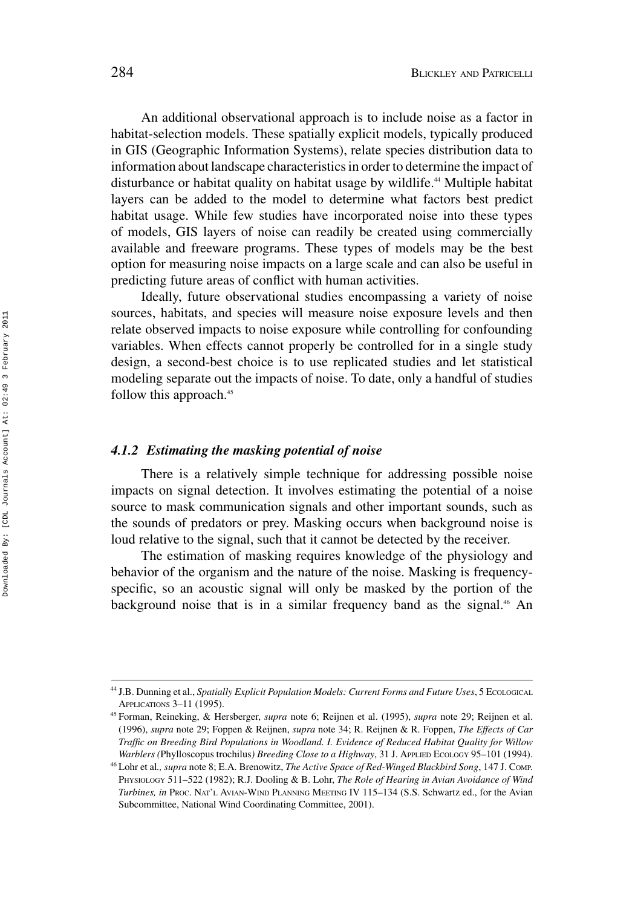An additional observational approach is to include noise as a factor in habitat-selection models. These spatially explicit models, typically produced in GIS (Geographic Information Systems), relate species distribution data to information about landscape characteristics in order to determine the impact of disturbance or habitat quality on habitat usage by wildlife.[44] Multiple habitat layers can be added to the model to determine what factors best predict habitat usage. While few studies have incorporated noise into these types of models, GIS layers of noise can readily be created using commercially available and freeware programs. These types of models may be the best option for measuring noise impacts on a large scale and can also be useful in predicting future areas of conflict with human activities.

Ideally, future observational studies encompassing a variety of noise sources, habitats, and species will measure noise exposure levels and then relate observed impacts to noise exposure while controlling for confounding variables. When effects cannot properly be controlled for in a single study design, a second-best choice is to use replicated studies and let statistical modeling separate out the impacts of noise. To date, only a handful of studies follow this approach.[45]

### *4.1.2 Estimating the masking potential of noise*

There is a relatively simple technique for addressing possible noise impacts on signal detection. It involves estimating the potential of a noise source to mask communication signals and other important sounds, such as the sounds of predators or prey. Masking occurs when background noise is loud relative to the signal, such that it cannot be detected by the receiver.

The estimation of masking requires knowledge of the physiology and behavior of the organism and the nature of the noise. Masking is frequency-specific, so an acoustic signal will only be masked by the portion of the background noise that is in a similar frequency band as the signal.[46] An

---

[44] J.B. Dunning et al., *Spatially Explicit Population Models: Current Forms and Future Uses*, 5 Ecological Applications 3–11 (1995).

[45] Forman, Reineking, & Hersberger, *supra* note 6; Reijnen et al. (1995), *supra* note 29; Reijnen et al. (1996), *supra* note 29; Foppen & Reijnen, *supra* note 34; R. Reijnen & R. Foppen, *The Effects of Car Traffic on Breeding Bird Populations in Woodland. I. Evidence of Reduced Habitat Quality for Willow Warblers (*Phylloscopus trochilus*) Breeding Close to a Highway*, 31 J. Applied Ecology 95–101 (1994).

[46] Lohr et al., *supra* note 8; E.A. Brenowitz, *The Active Space of Red-Winged Blackbird Song*, 147 J. Comp. Physiology 511–522 (1982); R.J. Dooling & B. Lohr, *The Role of Hearing in Avian Avoidance of Wind Turbines, in* Proc. Nat'l Avian-Wind Planning Meeting IV 115–134 (S.S. Schwartz ed., for the Avian Subcommittee, National Wind Coordinating Committee, 2001).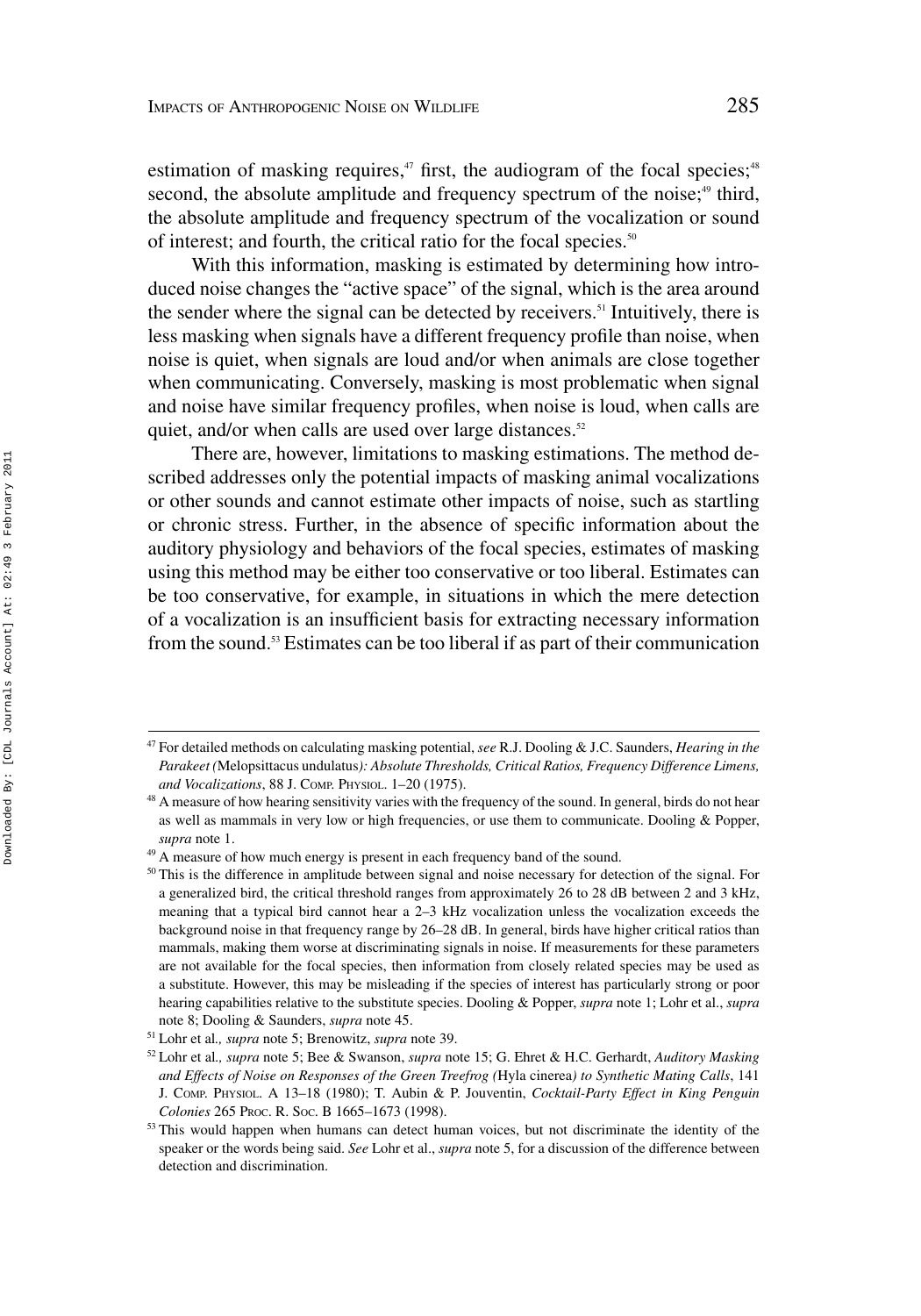estimation of masking requires,[47] first, the audiogram of the focal species;[48] second, the absolute amplitude and frequency spectrum of the noise;[49] third, the absolute amplitude and frequency spectrum of the vocalization or sound of interest; and fourth, the critical ratio for the focal species.[50]

With this information, masking is estimated by determining how introduced noise changes the "active space" of the signal, which is the area around the sender where the signal can be detected by receivers.[51] Intuitively, there is less masking when signals have a different frequency profile than noise, when noise is quiet, when signals are loud and/or when animals are close together when communicating. Conversely, masking is most problematic when signal and noise have similar frequency profiles, when noise is loud, when calls are quiet, and/or when calls are used over large distances.[52]

There are, however, limitations to masking estimations. The method described addresses only the potential impacts of masking animal vocalizations or other sounds and cannot estimate other impacts of noise, such as startling or chronic stress. Further, in the absence of specific information about the auditory physiology and behaviors of the focal species, estimates of masking using this method may be either too conservative or too liberal. Estimates can be too conservative, for example, in situations in which the mere detection of a vocalization is an insufficient basis for extracting necessary information from the sound.[53] Estimates can be too liberal if as part of their communication

---

[47] For detailed methods on calculating masking potential, *see* R.J. Dooling & J.C. Saunders, *Hearing in the Parakeet (*Melopsittacus undulatus*): Absolute Thresholds, Critical Ratios, Frequency Difference Limens, and Vocalizations*, 88 J. Comp. Physiol. 1–20 (1975).

[48] A measure of how hearing sensitivity varies with the frequency of the sound. In general, birds do not hear as well as mammals in very low or high frequencies, or use them to communicate. Dooling & Popper, *supra* note 1.

[49] A measure of how much energy is present in each frequency band of the sound.

[50] This is the difference in amplitude between signal and noise necessary for detection of the signal. For a generalized bird, the critical threshold ranges from approximately 26 to 28 dB between 2 and 3 kHz, meaning that a typical bird cannot hear a 2–3 kHz vocalization unless the vocalization exceeds the background noise in that frequency range by 26–28 dB. In general, birds have higher critical ratios than mammals, making them worse at discriminating signals in noise. If measurements for these parameters are not available for the focal species, then information from closely related species may be used as a substitute. However, this may be misleading if the species of interest has particularly strong or poor hearing capabilities relative to the substitute species. Dooling & Popper, *supra* note 1; Lohr et al., *supra* note 8; Dooling & Saunders, *supra* note 45.

[51] Lohr et al., *supra* note 5; Brenowitz, *supra* note 39.

[52] Lohr et al., *supra* note 5; Bee & Swanson, *supra* note 15; G. Ehret & H.C. Gerhardt, *Auditory Masking and Effects of Noise on Responses of the Green Treefrog (*Hyla cinerea*) to Synthetic Mating Calls*, 141 J. Comp. Physiol. A 13–18 (1980); T. Aubin & P. Jouventin, *Cocktail-Party Effect in King Penguin Colonies* 265 Proc. R. Soc. B 1665–1673 (1998).

[53] This would happen when humans can detect human voices, but not discriminate the identity of the speaker or the words being said. *See* Lohr et al., *supra* note 5, for a discussion of the difference between detection and discrimination.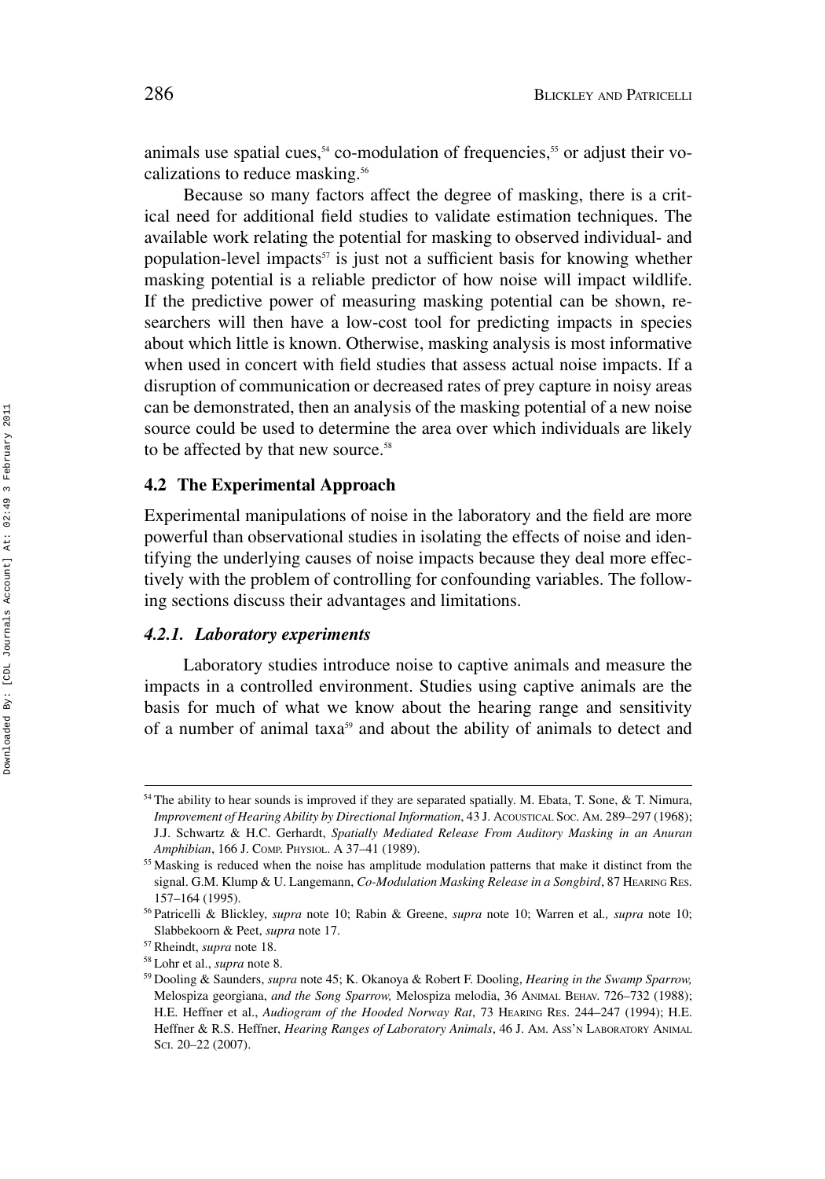animals use spatial cues,[54] co-modulation of frequencies,[55] or adjust their vocalizations to reduce masking.[56]

Because so many factors affect the degree of masking, there is a critical need for additional field studies to validate estimation techniques. The available work relating the potential for masking to observed individual- and population-level impacts[57] is just not a sufficient basis for knowing whether masking potential is a reliable predictor of how noise will impact wildlife. If the predictive power of measuring masking potential can be shown, researchers will then have a low-cost tool for predicting impacts in species about which little is known. Otherwise, masking analysis is most informative when used in concert with field studies that assess actual noise impacts. If a disruption of communication or decreased rates of prey capture in noisy areas can be demonstrated, then an analysis of the masking potential of a new noise source could be used to determine the area over which individuals are likely to be affected by that new source.[58]

## 4.2 The Experimental Approach

Experimental manipulations of noise in the laboratory and the field are more powerful than observational studies in isolating the effects of noise and identifying the underlying causes of noise impacts because they deal more effectively with the problem of controlling for confounding variables. The following sections discuss their advantages and limitations.

### *4.2.1. Laboratory experiments*

Laboratory studies introduce noise to captive animals and measure the impacts in a controlled environment. Studies using captive animals are the basis for much of what we know about the hearing range and sensitivity of a number of animal taxa[59] and about the ability of animals to detect and

---

[54] The ability to hear sounds is improved if they are separated spatially. M. Ebata, T. Sone, & T. Nimura, *Improvement of Hearing Ability by Directional Information*, 43 J. Acoustical Soc. Am. 289–297 (1968); J.J. Schwartz & H.C. Gerhardt, *Spatially Mediated Release From Auditory Masking in an Anuran Amphibian*, 166 J. Comp. Physiol. A 37–41 (1989).

[55] Masking is reduced when the noise has amplitude modulation patterns that make it distinct from the signal. G.M. Klump & U. Langemann, *Co-Modulation Masking Release in a Songbird*, 87 Hearing Res. 157–164 (1995).

[56] Patricelli & Blickley, *supra* note 10; Rabin & Greene, *supra* note 10; Warren et al*., supra* note 10; Slabbekoorn & Peet, *supra* note 17.

[57] Rheindt, *supra* note 18.

[58] Lohr et al., *supra* note 8.

[59] Dooling & Saunders, *supra* note 45; K. Okanoya & Robert F. Dooling, *Hearing in the Swamp Sparrow,* Melospiza georgiana, *and the Song Sparrow,* Melospiza melodia, 36 Animal Behav. 726–732 (1988); H.E. Heffner et al., *Audiogram of the Hooded Norway Rat*, 73 Hearing Res. 244–247 (1994); H.E. Heffner & R.S. Heffner, *Hearing Ranges of Laboratory Animals*, 46 J. Am. Ass'n Laboratory Animal Sci. 20–22 (2007).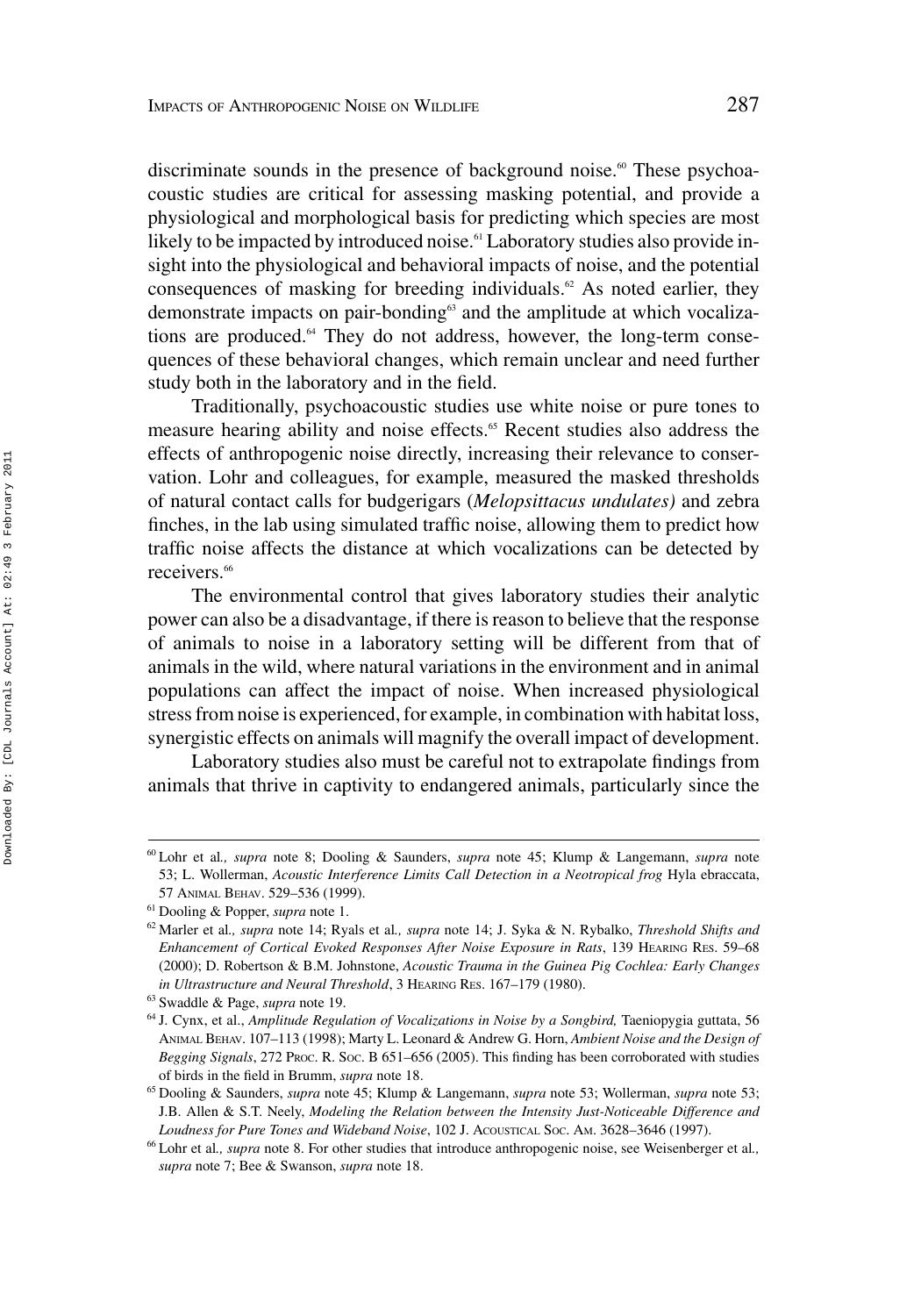discriminate sounds in the presence of background noise.[60] These psychoacoustic studies are critical for assessing masking potential, and provide a physiological and morphological basis for predicting which species are most likely to be impacted by introduced noise.[61] Laboratory studies also provide insight into the physiological and behavioral impacts of noise, and the potential consequences of masking for breeding individuals.[62] As noted earlier, they demonstrate impacts on pair-bonding[63] and the amplitude at which vocalizations are produced.[64] They do not address, however, the long-term consequences of these behavioral changes, which remain unclear and need further study both in the laboratory and in the field.

Traditionally, psychoacoustic studies use white noise or pure tones to measure hearing ability and noise effects.[65] Recent studies also address the effects of anthropogenic noise directly, increasing their relevance to conservation. Lohr and colleagues, for example, measured the masked thresholds of natural contact calls for budgerigars (*Melopsittacus undulates)* and zebra finches, in the lab using simulated traffic noise, allowing them to predict how traffic noise affects the distance at which vocalizations can be detected by receivers.[66]

The environmental control that gives laboratory studies their analytic power can also be a disadvantage, if there is reason to believe that the response of animals to noise in a laboratory setting will be different from that of animals in the wild, where natural variations in the environment and in animal populations can affect the impact of noise. When increased physiological stress from noise is experienced, for example, in combination with habitat loss, synergistic effects on animals will magnify the overall impact of development.

Laboratory studies also must be careful not to extrapolate findings from animals that thrive in captivity to endangered animals, particularly since the

---

[60] Lohr et al.*, supra* note 8; Dooling & Saunders, *supra* note 45; Klump & Langemann, *supra* note 53; L. Wollerman, *Acoustic Interference Limits Call Detection in a Neotropical frog* Hyla ebraccata, 57 Animal Behav. 529–536 (1999).

[61] Dooling & Popper, *supra* note 1.

[62] Marler et al.*, supra* note 14; Ryals et al.*, supra* note 14; J. Syka & N. Rybalko, *Threshold Shifts and Enhancement of Cortical Evoked Responses After Noise Exposure in Rats*, 139 Hearing Res. 59–68 (2000); D. Robertson & B.M. Johnstone, *Acoustic Trauma in the Guinea Pig Cochlea: Early Changes in Ultrastructure and Neural Threshold*, 3 Hearing Res. 167–179 (1980).

[63] Swaddle & Page, *supra* note 19.

[64] J. Cynx, et al., *Amplitude Regulation of Vocalizations in Noise by a Songbird,* Taeniopygia guttata, 56 Animal Behav. 107–113 (1998); Marty L. Leonard & Andrew G. Horn, *Ambient Noise and the Design of Begging Signals*, 272 Proc. R. Soc. B 651–656 (2005). This finding has been corroborated with studies of birds in the field in Brumm, *supra* note 18.

[65] Dooling & Saunders, *supra* note 45; Klump & Langemann, *supra* note 53; Wollerman, *supra* note 53; J.B. Allen & S.T. Neely, *Modeling the Relation between the Intensity Just-Noticeable Difference and Loudness for Pure Tones and Wideband Noise*, 102 J. Acoustical Soc. Am. 3628–3646 (1997).

[66] Lohr et al.*, supra* note 8. For other studies that introduce anthropogenic noise, see Weisenberger et al.*, supra* note 7; Bee & Swanson, *supra* note 18.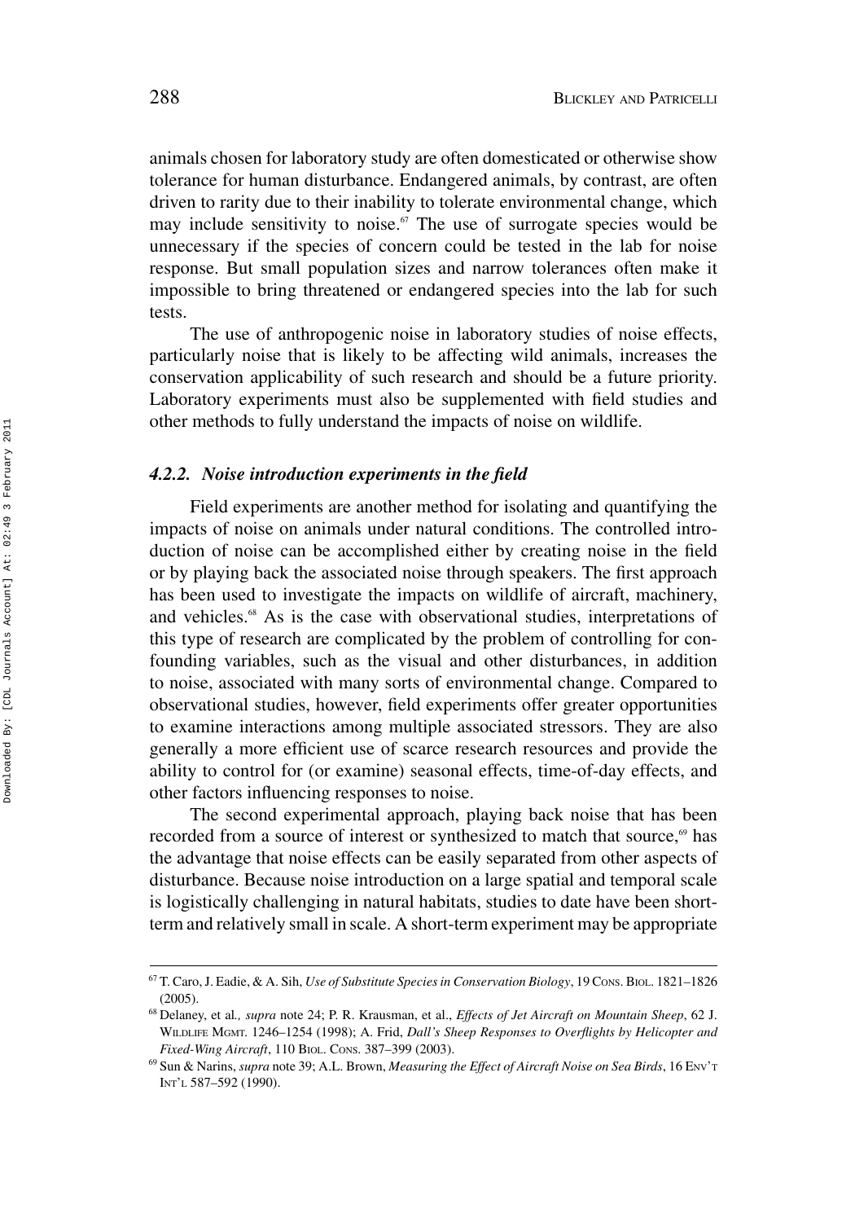animals chosen for laboratory study are often domesticated or otherwise show tolerance for human disturbance. Endangered animals, by contrast, are often driven to rarity due to their inability to tolerate environmental change, which may include sensitivity to noise.[67] The use of surrogate species would be unnecessary if the species of concern could be tested in the lab for noise response. But small population sizes and narrow tolerances often make it impossible to bring threatened or endangered species into the lab for such tests.

The use of anthropogenic noise in laboratory studies of noise effects, particularly noise that is likely to be affecting wild animals, increases the conservation applicability of such research and should be a future priority. Laboratory experiments must also be supplemented with field studies and other methods to fully understand the impacts of noise on wildlife.

#### *4.2.2. Noise introduction experiments in the field*

Field experiments are another method for isolating and quantifying the impacts of noise on animals under natural conditions. The controlled introduction of noise can be accomplished either by creating noise in the field or by playing back the associated noise through speakers. The first approach has been used to investigate the impacts on wildlife of aircraft, machinery, and vehicles.[68] As is the case with observational studies, interpretations of this type of research are complicated by the problem of controlling for confounding variables, such as the visual and other disturbances, in addition to noise, associated with many sorts of environmental change. Compared to observational studies, however, field experiments offer greater opportunities to examine interactions among multiple associated stressors. They are also generally a more efficient use of scarce research resources and provide the ability to control for (or examine) seasonal effects, time-of-day effects, and other factors influencing responses to noise.

The second experimental approach, playing back noise that has been recorded from a source of interest or synthesized to match that source,[69] has the advantage that noise effects can be easily separated from other aspects of disturbance. Because noise introduction on a large spatial and temporal scale is logistically challenging in natural habitats, studies to date have been short-term and relatively small in scale. A short-term experiment may be appropriate

---

[67] T. Caro, J. Eadie, & A. Sih, *Use of Substitute Species in Conservation Biology*, 19 CONS. BIOL. 1821–1826 (2005).

[68] Delaney, et al., *supra* note 24; P. R. Krausman, et al., *Effects of Jet Aircraft on Mountain Sheep*, 62 J. WILDLIFE MGMT. 1246–1254 (1998); A. Frid, *Dall's Sheep Responses to Overflights by Helicopter and Fixed-Wing Aircraft*, 110 BIOL. CONS. 387–399 (2003).

[69] Sun & Narins, *supra* note 39; A.L. Brown, *Measuring the Effect of Aircraft Noise on Sea Birds*, 16 ENV'T INT'L 587–592 (1990).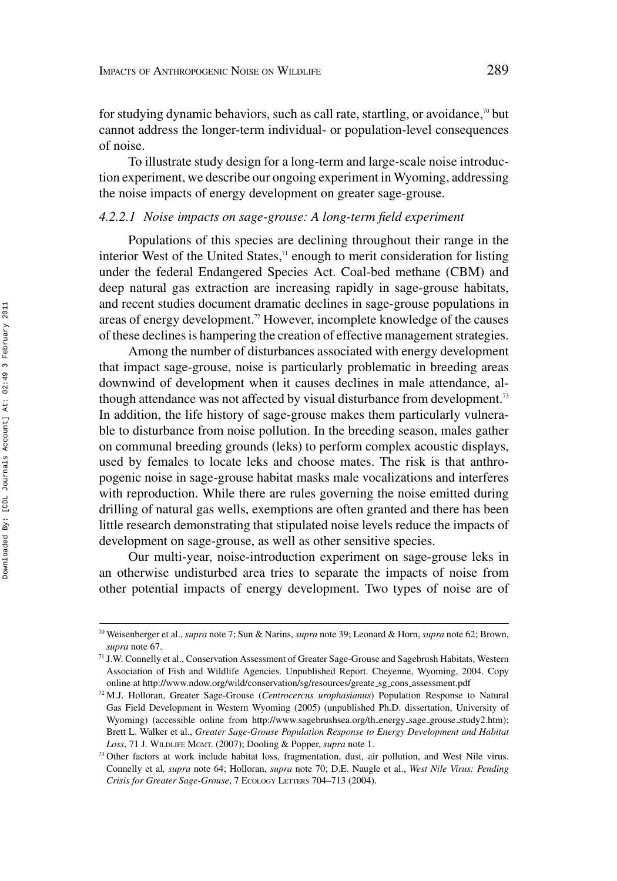for studying dynamic behaviors, such as call rate, startling, or avoidance,[70] but cannot address the longer-term individual- or population-level consequences of noise.

To illustrate study design for a long-term and large-scale noise introduction experiment, we describe our ongoing experiment in Wyoming, addressing the noise impacts of energy development on greater sage-grouse.

#### *4.2.2.1 Noise impacts on sage-grouse: A long-term field experiment*

Populations of this species are declining throughout their range in the interior West of the United States,[71] enough to merit consideration for listing under the federal Endangered Species Act. Coal-bed methane (CBM) and deep natural gas extraction are increasing rapidly in sage-grouse habitats, and recent studies document dramatic declines in sage-grouse populations in areas of energy development.[72] However, incomplete knowledge of the causes of these declines is hampering the creation of effective management strategies.

Among the number of disturbances associated with energy development that impact sage-grouse, noise is particularly problematic in breeding areas downwind of development when it causes declines in male attendance, although attendance was not affected by visual disturbance from development.[73] In addition, the life history of sage-grouse makes them particularly vulnerable to disturbance from noise pollution. In the breeding season, males gather on communal breeding grounds (leks) to perform complex acoustic displays, used by females to locate leks and choose mates. The risk is that anthropogenic noise in sage-grouse habitat masks male vocalizations and interferes with reproduction. While there are rules governing the noise emitted during drilling of natural gas wells, exemptions are often granted and there has been little research demonstrating that stipulated noise levels reduce the impacts of development on sage-grouse, as well as other sensitive species.

Our multi-year, noise-introduction experiment on sage-grouse leks in an otherwise undisturbed area tries to separate the impacts of noise from other potential impacts of energy development. Two types of noise are of

---

[70] Weisenberger et al., *supra* note 7; Sun & Narins, *supra* note 39; Leonard & Horn, *supra* note 62; Brown, *supra* note 67.

[71] J.W. Connelly et al., Conservation Assessment of Greater Sage-Grouse and Sagebrush Habitats, Western Association of Fish and Wildlife Agencies. Unpublished Report. Cheyenne, Wyoming, 2004. Copy online at http://www.ndow.org/wild/conservation/sg/resources/greate_sg_cons_assessment.pdf

[72] M.J. Holloran, Greater Sage-Grouse (*Centrocercus urophasianus*) Population Response to Natural Gas Field Development in Western Wyoming (2005) (unpublished Ph.D. dissertation, University of Wyoming) (accessible online from http://www.sagebrushsea.org/th_energy_sage_grouse_study2.htm); Brett L. Walker et al., *Greater Sage-Grouse Population Response to Energy Development and Habitat Loss*, 71 J. Wildlife Mgmt. (2007); Dooling & Popper, *supra* note 1.

[73] Other factors at work include habitat loss, fragmentation, dust, air pollution, and West Nile virus. Connelly et al, *supra* note 64; Holloran, *supra* note 70; D.E. Naugle et al., *West Nile Virus: Pending Crisis for Greater Sage-Grouse*, 7 Ecology Letters 704–713 (2004).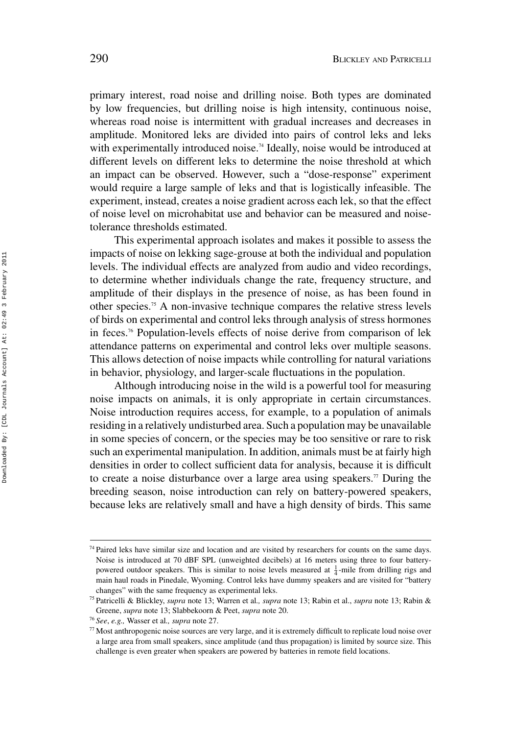primary interest, road noise and drilling noise. Both types are dominated by low frequencies, but drilling noise is high intensity, continuous noise, whereas road noise is intermittent with gradual increases and decreases in amplitude. Monitored leks are divided into pairs of control leks and leks with experimentally introduced noise.[74] Ideally, noise would be introduced at different levels on different leks to determine the noise threshold at which an impact can be observed. However, such a "dose-response" experiment would require a large sample of leks and that is logistically infeasible. The experiment, instead, creates a noise gradient across each lek, so that the effect of noise level on microhabitat use and behavior can be measured and noise-tolerance thresholds estimated.

This experimental approach isolates and makes it possible to assess the impacts of noise on lekking sage-grouse at both the individual and population levels. The individual effects are analyzed from audio and video recordings, to determine whether individuals change the rate, frequency structure, and amplitude of their displays in the presence of noise, as has been found in other species.[75] A non-invasive technique compares the relative stress levels of birds on experimental and control leks through analysis of stress hormones in feces.[76] Population-levels effects of noise derive from comparison of lek attendance patterns on experimental and control leks over multiple seasons. This allows detection of noise impacts while controlling for natural variations in behavior, physiology, and larger-scale fluctuations in the population.

Although introducing noise in the wild is a powerful tool for measuring noise impacts on animals, it is only appropriate in certain circumstances. Noise introduction requires access, for example, to a population of animals residing in a relatively undisturbed area. Such a population may be unavailable in some species of concern, or the species may be too sensitive or rare to risk such an experimental manipulation. In addition, animals must be at fairly high densities in order to collect sufficient data for analysis, because it is difficult to create a noise disturbance over a large area using speakers.[77] During the breeding season, noise introduction can rely on battery-powered speakers, because leks are relatively small and have a high density of birds. This same

---

[74] Paired leks have similar size and location and are visited by researchers for counts on the same days. Noise is introduced at 70 dBF SPL (unweighted decibels) at 16 meters using three to four battery-powered outdoor speakers. This is similar to noise levels measured at $\frac{1}{4}$-mile from drilling rigs and main haul roads in Pinedale, Wyoming. Control leks have dummy speakers and are visited for "battery changes" with the same frequency as experimental leks.

[75] Patricelli & Blickley, *supra* note 13; Warren et al.*, supra* note 13; Rabin et al., *supra* note 13; Rabin & Greene, *supra* note 13; Slabbekoorn & Peet, *supra* note 20.

[76] *See*, *e.g.,* Wasser et al*., supra* note 27.

[77] Most anthropogenic noise sources are very large, and it is extremely difficult to replicate loud noise over a large area from small speakers, since amplitude (and thus propagation) is limited by source size. This challenge is even greater when speakers are powered by batteries in remote field locations.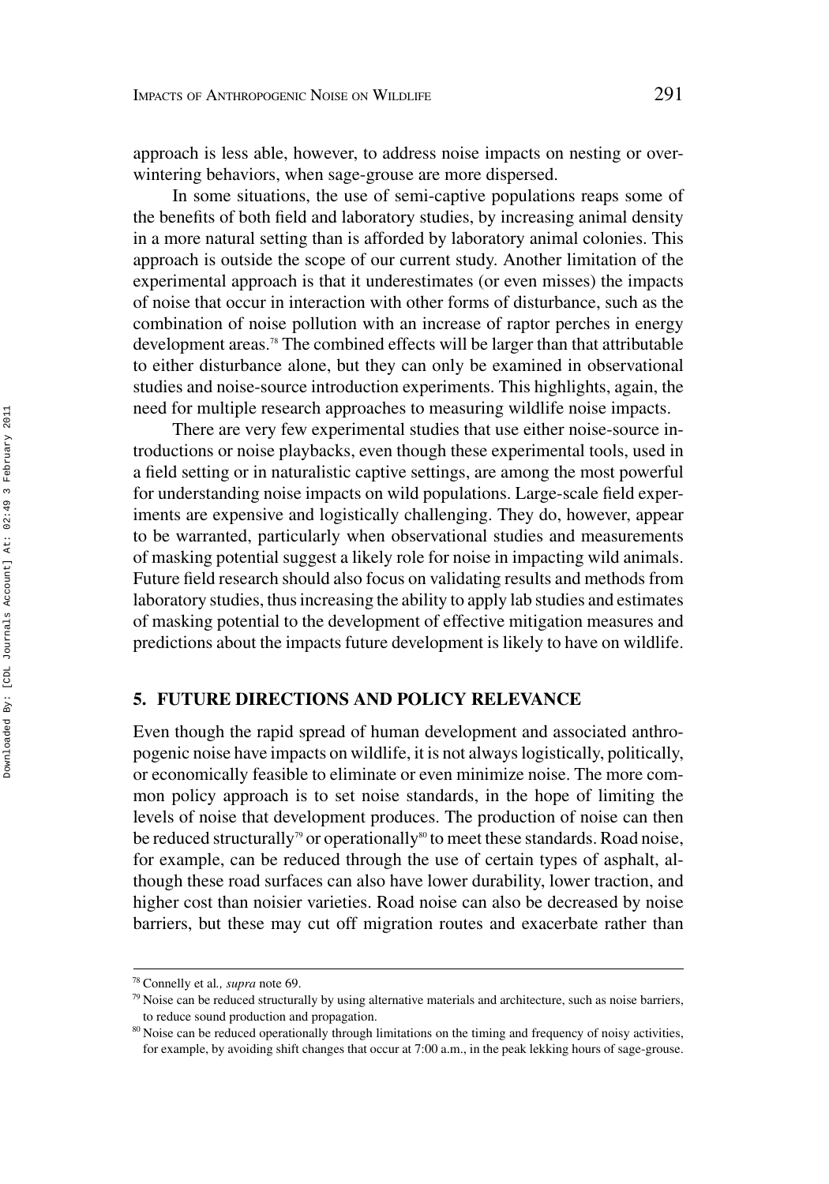approach is less able, however, to address noise impacts on nesting or over-wintering behaviors, when sage-grouse are more dispersed.

In some situations, the use of semi-captive populations reaps some of the benefits of both field and laboratory studies, by increasing animal density in a more natural setting than is afforded by laboratory animal colonies. This approach is outside the scope of our current study. Another limitation of the experimental approach is that it underestimates (or even misses) the impacts of noise that occur in interaction with other forms of disturbance, such as the combination of noise pollution with an increase of raptor perches in energy development areas.[78] The combined effects will be larger than that attributable to either disturbance alone, but they can only be examined in observational studies and noise-source introduction experiments. This highlights, again, the need for multiple research approaches to measuring wildlife noise impacts.

There are very few experimental studies that use either noise-source introductions or noise playbacks, even though these experimental tools, used in a field setting or in naturalistic captive settings, are among the most powerful for understanding noise impacts on wild populations. Large-scale field experiments are expensive and logistically challenging. They do, however, appear to be warranted, particularly when observational studies and measurements of masking potential suggest a likely role for noise in impacting wild animals. Future field research should also focus on validating results and methods from laboratory studies, thus increasing the ability to apply lab studies and estimates of masking potential to the development of effective mitigation measures and predictions about the impacts future development is likely to have on wildlife.

## 5. FUTURE DIRECTIONS AND POLICY RELEVANCE

Even though the rapid spread of human development and associated anthropogenic noise have impacts on wildlife, it is not always logistically, politically, or economically feasible to eliminate or even minimize noise. The more common policy approach is to set noise standards, in the hope of limiting the levels of noise that development produces. The production of noise can then be reduced structurally[79] or operationally[80] to meet these standards. Road noise, for example, can be reduced through the use of certain types of asphalt, although these road surfaces can also have lower durability, lower traction, and higher cost than noisier varieties. Road noise can also be decreased by noise barriers, but these may cut off migration routes and exacerbate rather than

---

[78] Connelly et al., *supra* note 69.

[79] Noise can be reduced structurally by using alternative materials and architecture, such as noise barriers, to reduce sound production and propagation.

[80] Noise can be reduced operationally through limitations on the timing and frequency of noisy activities, for example, by avoiding shift changes that occur at 7:00 a.m., in the peak lekking hours of sage-grouse.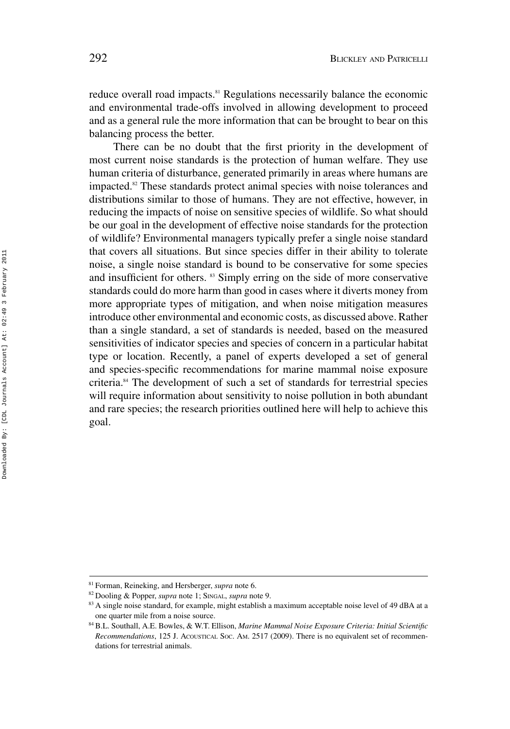reduce overall road impacts.[81] Regulations necessarily balance the economic and environmental trade-offs involved in allowing development to proceed and as a general rule the more information that can be brought to bear on this balancing process the better.

There can be no doubt that the first priority in the development of most current noise standards is the protection of human welfare. They use human criteria of disturbance, generated primarily in areas where humans are impacted.[82] These standards protect animal species with noise tolerances and distributions similar to those of humans. They are not effective, however, in reducing the impacts of noise on sensitive species of wildlife. So what should be our goal in the development of effective noise standards for the protection of wildlife? Environmental managers typically prefer a single noise standard that covers all situations. But since species differ in their ability to tolerate noise, a single noise standard is bound to be conservative for some species and insufficient for others. [83] Simply erring on the side of more conservative standards could do more harm than good in cases where it diverts money from more appropriate types of mitigation, and when noise mitigation measures introduce other environmental and economic costs, as discussed above. Rather than a single standard, a set of standards is needed, based on the measured sensitivities of indicator species and species of concern in a particular habitat type or location. Recently, a panel of experts developed a set of general and species-specific recommendations for marine mammal noise exposure criteria.[84] The development of such a set of standards for terrestrial species will require information about sensitivity to noise pollution in both abundant and rare species; the research priorities outlined here will help to achieve this goal.

---

[81] Forman, Reineking, and Hersberger, *supra* note 6.

[82] Dooling & Popper, *supra* note 1; Singal, *supra* note 9.

[83] A single noise standard, for example, might establish a maximum acceptable noise level of 49 dBA at a one quarter mile from a noise source.

[84] B.L. Southall, A.E. Bowles, & W.T. Ellison, *Marine Mammal Noise Exposure Criteria: Initial Scientific Recommendations*, 125 J. Acoustical Soc. Am. 2517 (2009). There is no equivalent set of recommendations for terrestrial animals.